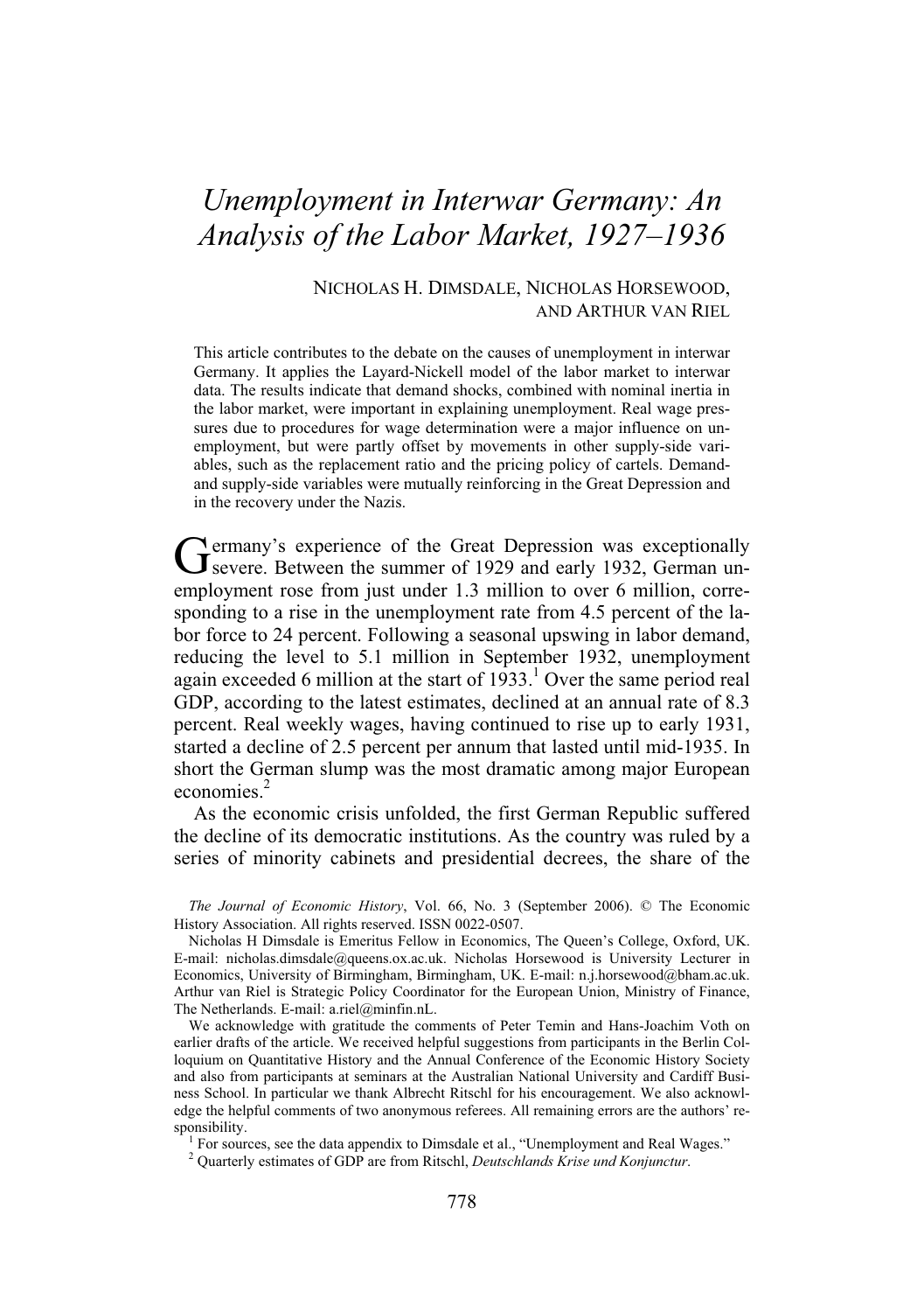# *Unemployment in Interwar Germany: An Analysis of the Labor Market, 1927–1936*

NICHOLAS H. DIMSDALE, NICHOLAS HORSEWOOD, AND ARTHUR VAN RIEL

This article contributes to the debate on the causes of unemployment in interwar Germany. It applies the Layard-Nickell model of the labor market to interwar data. The results indicate that demand shocks, combined with nominal inertia in the labor market, were important in explaining unemployment. Real wage pressures due to procedures for wage determination were a major influence on unemployment, but were partly offset by movements in other supply-side variables, such as the replacement ratio and the pricing policy of cartels. Demand- and supply-side variables were mutually reinforcing in the Great Depression and in the recovery under the Nazis.

Germany's experience of the Great Depression was exceptionally severe. Between the summer of 1929 and early 1932, German unemployment rose from just under 1.3 million to over 6 million, corresponding to a rise in the unemployment rate from 4.5 percent of the labor force to 24 percent. Following a seasonal upswing in labor demand, reducing the level to 5.1 million in September 1932, unemployment again exceeded 6 million at the start of 1933.[1] Over the same period real GDP, according to the latest estimates, declined at an annual rate of 8.3 percent. Real weekly wages, having continued to rise up to early 1931, started a decline of 2.5 percent per annum that lasted until mid-1935. In short the German slump was the most dramatic among major European economies.[2]

As the economic crisis unfolded, the first German Republic suffered the decline of its democratic institutions. As the country was ruled by a series of minority cabinets and presidential decrees, the share of the

*The Journal of Economic History*, Vol. 66, No. 3 (September 2006). © The Economic History Association. All rights reserved. ISSN 0022-0507.

Nicholas H Dimsdale is Emeritus Fellow in Economics, The Queen's College, Oxford, UK. E-mail: nicholas.dimsdale@queens.ox.ac.uk. Nicholas Horsewood is University Lecturer in Economics, University of Birmingham, Birmingham, UK. E-mail: n.j.horsewood@bham.ac.uk. Arthur van Riel is Strategic Policy Coordinator for the European Union, Ministry of Finance, The Netherlands. E-mail: a.riel@minfin.nL.

We acknowledge with gratitude the comments of Peter Temin and Hans-Joachim Voth on earlier drafts of the article. We received helpful suggestions from participants in the Berlin Colloquium on Quantitative History and the Annual Conference of the Economic History Society and also from participants at seminars at the Australian National University and Cardiff Business School. In particular we thank Albrecht Ritschl for his encouragement. We also acknowledge the helpful comments of two anonymous referees. All remaining errors are the authors' responsibility.

[1] For sources, see the data appendix to Dimsdale et al., "Unemployment and Real Wages."

[2] Quarterly estimates of GDP are from Ritschl, *Deutschlands Krise und Konjunktur*.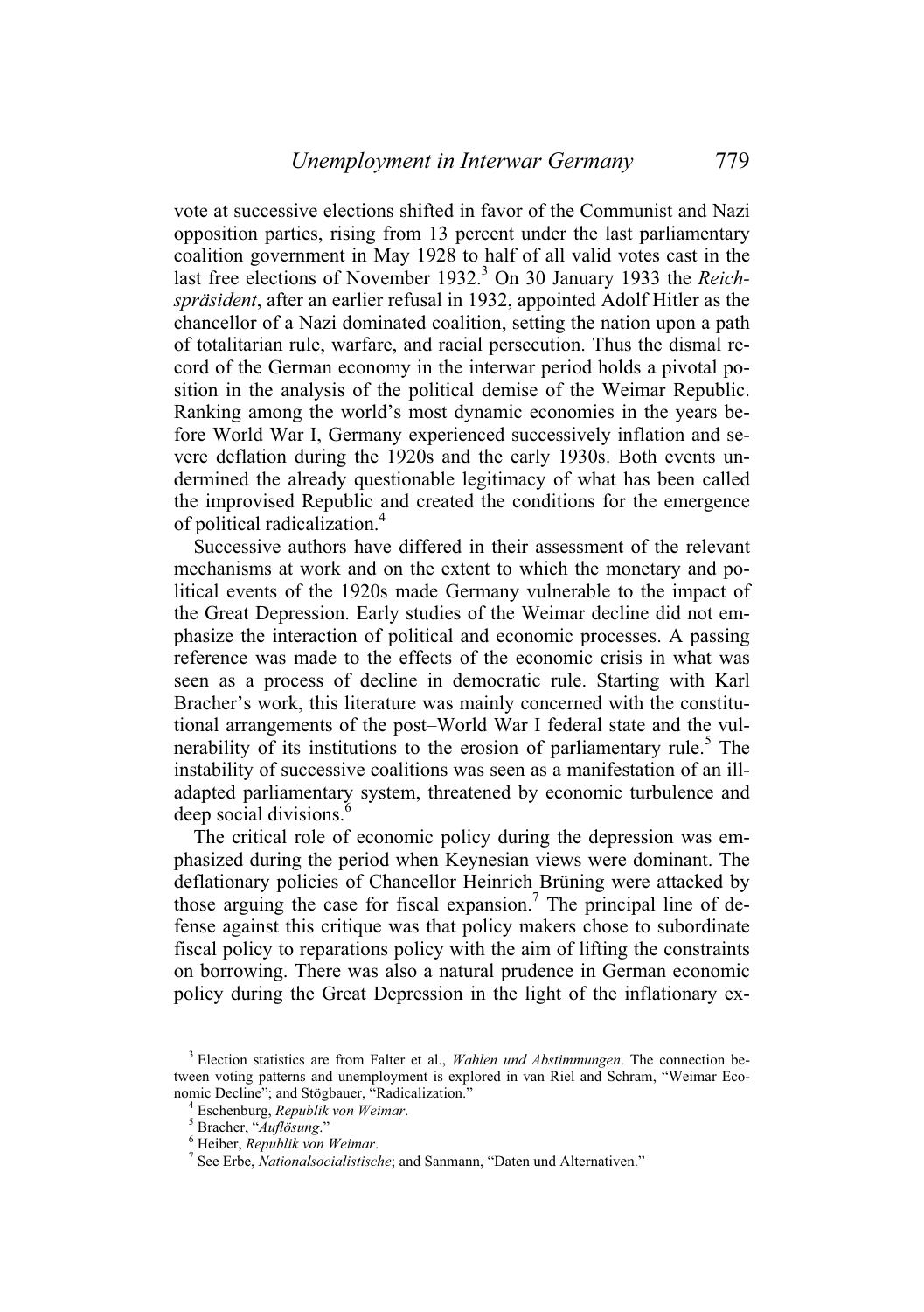vote at successive elections shifted in favor of the Communist and Nazi opposition parties, rising from 13 percent under the last parliamentary coalition government in May 1928 to half of all valid votes cast in the last free elections of November 1932.[3] On 30 January 1933 the *Reichspräsident*, after an earlier refusal in 1932, appointed Adolf Hitler as the chancellor of a Nazi dominated coalition, setting the nation upon a path of totalitarian rule, warfare, and racial persecution. Thus the dismal record of the German economy in the interwar period holds a pivotal position in the analysis of the political demise of the Weimar Republic. Ranking among the world's most dynamic economies in the years before World War I, Germany experienced successively inflation and severe deflation during the 1920s and the early 1930s. Both events undermined the already questionable legitimacy of what has been called the improvised Republic and created the conditions for the emergence of political radicalization.[4]

Successive authors have differed in their assessment of the relevant mechanisms at work and on the extent to which the monetary and political events of the 1920s made Germany vulnerable to the impact of the Great Depression. Early studies of the Weimar decline did not emphasize the interaction of political and economic processes. A passing reference was made to the effects of the economic crisis in what was seen as a process of decline in democratic rule. Starting with Karl Bracher's work, this literature was mainly concerned with the constitutional arrangements of the post–World War I federal state and the vulnerability of its institutions to the erosion of parliamentary rule.[5] The instability of successive coalitions was seen as a manifestation of an ill-adapted parliamentary system, threatened by economic turbulence and deep social divisions.[6]

The critical role of economic policy during the depression was emphasized during the period when Keynesian views were dominant. The deflationary policies of Chancellor Heinrich Brüning were attacked by those arguing the case for fiscal expansion.[7] The principal line of defense against this critique was that policy makers chose to subordinate fiscal policy to reparations policy with the aim of lifting the constraints on borrowing. There was also a natural prudence in German economic policy during the Great Depression in the light of the inflationary ex-

[3] Election statistics are from Falter et al., *Wahlen und Abstimmungen*. The connection between voting patterns and unemployment is explored in van Riel and Schram, "Weimar Economic Decline"; and Stögbauer, "Radicalization."

[4] Eschenburg, *Republik von Weimar*.

[5] Bracher, "*Auflösung*."

[6] Heiber, *Republik von Weimar*.

[7] See Erbe, *Nationalsocialistische*; and Sanmann, "Daten und Alternativen."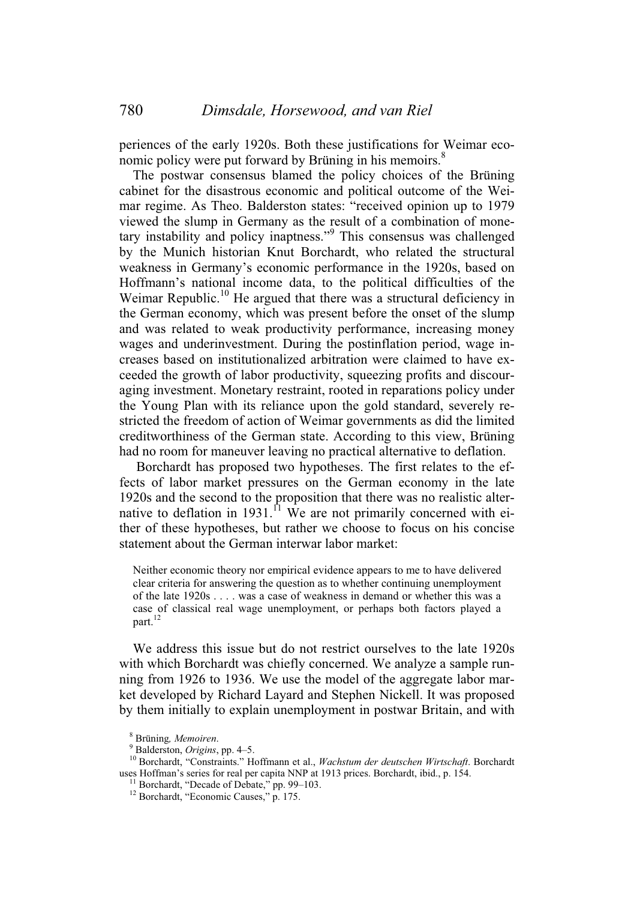periences of the early 1920s. Both these justifications for Weimar economic policy were put forward by Brüning in his memoirs.[8]

The postwar consensus blamed the policy choices of the Brüning cabinet for the disastrous economic and political outcome of the Weimar regime. As Theo. Balderston states: "received opinion up to 1979 viewed the slump in Germany as the result of a combination of monetary instability and policy inaptness."[9] This consensus was challenged by the Munich historian Knut Borchardt, who related the structural weakness in Germany's economic performance in the 1920s, based on Hoffmann's national income data, to the political difficulties of the Weimar Republic.[10] He argued that there was a structural deficiency in the German economy, which was present before the onset of the slump and was related to weak productivity performance, increasing money wages and underinvestment. During the postinflation period, wage increases based on institutionalized arbitration were claimed to have exceeded the growth of labor productivity, squeezing profits and discouraging investment. Monetary restraint, rooted in reparations policy under the Young Plan with its reliance upon the gold standard, severely restricted the freedom of action of Weimar governments as did the limited creditworthiness of the German state. According to this view, Brüning had no room for maneuver leaving no practical alternative to deflation.

Borchardt has proposed two hypotheses. The first relates to the effects of labor market pressures on the German economy in the late 1920s and the second to the proposition that there was no realistic alternative to deflation in 1931.[11] We are not primarily concerned with either of these hypotheses, but rather we choose to focus on his concise statement about the German interwar labor market:

> Neither economic theory nor empirical evidence appears to me to have delivered clear criteria for answering the question as to whether continuing unemployment of the late 1920s . . . . was a case of weakness in demand or whether this was a case of classical real wage unemployment, or perhaps both factors played a part.[12]

We address this issue but do not restrict ourselves to the late 1920s with which Borchardt was chiefly concerned. We analyze a sample running from 1926 to 1936. We use the model of the aggregate labor market developed by Richard Layard and Stephen Nickell. It was proposed by them initially to explain unemployment in postwar Britain, and with

---

[8] Brüning, *Memoiren*.

[9] Balderston, *Origins*, pp. 4–5.

[10] Borchardt, "Constraints." Hoffmann et al., *Wachstum der deutschen Wirtschaft*. Borchardt uses Hoffman's series for real per capita NNP at 1913 prices. Borchardt, ibid., p. 154.

[11] Borchardt, "Decade of Debate," pp. 99–103.

[12] Borchardt, "Economic Causes," p. 175.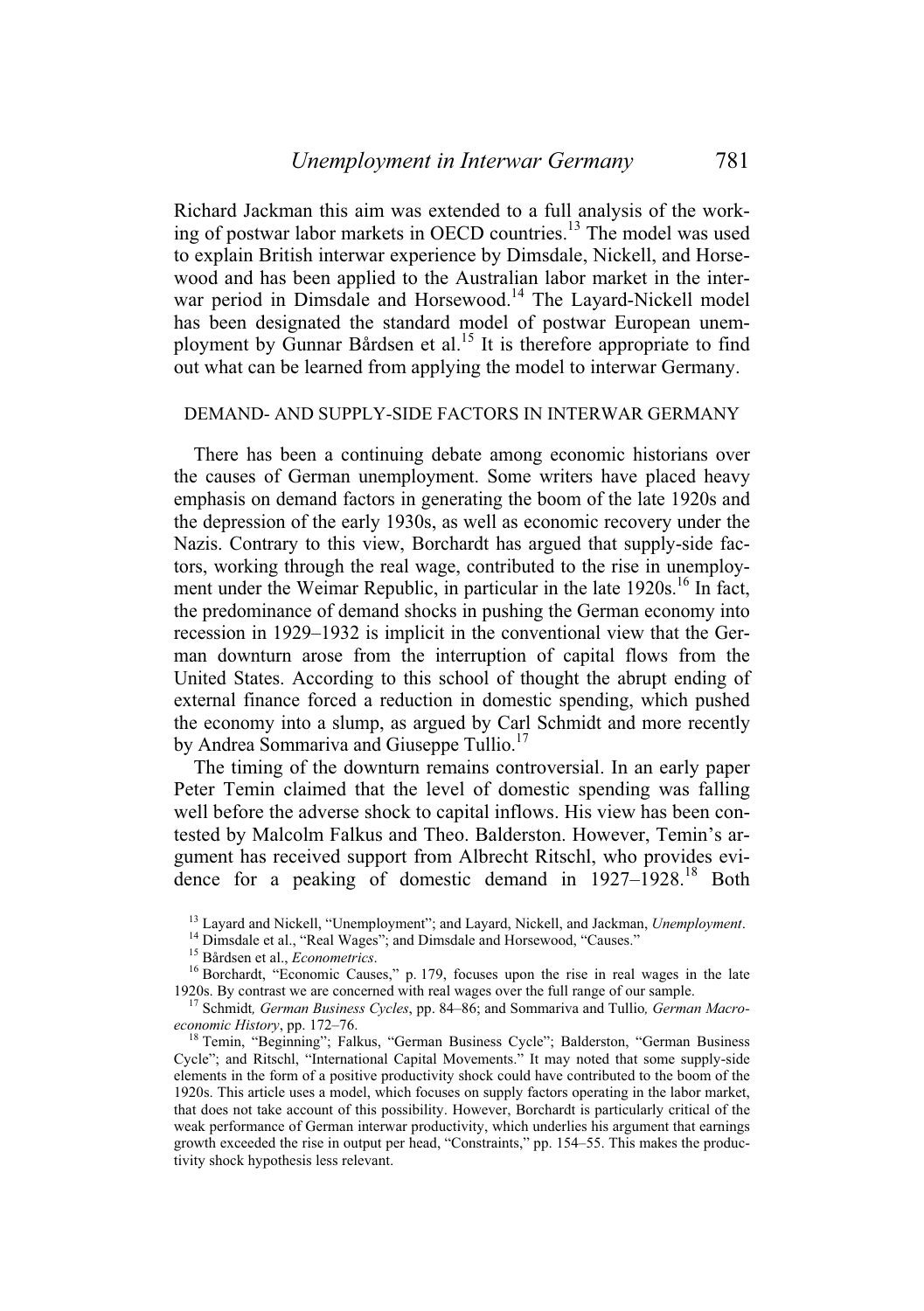Richard Jackman this aim was extended to a full analysis of the working of postwar labor markets in OECD countries.[13] The model was used to explain British interwar experience by Dimsdale, Nickell, and Horsewood and has been applied to the Australian labor market in the interwar period in Dimsdale and Horsewood.[14] The Layard-Nickell model has been designated the standard model of postwar European unemployment by Gunnar Bårdsen et al.[15] It is therefore appropriate to find out what can be learned from applying the model to interwar Germany.

## DEMAND- AND SUPPLY-SIDE FACTORS IN INTERWAR GERMANY

There has been a continuing debate among economic historians over the causes of German unemployment. Some writers have placed heavy emphasis on demand factors in generating the boom of the late 1920s and the depression of the early 1930s, as well as economic recovery under the Nazis. Contrary to this view, Borchardt has argued that supply-side factors, working through the real wage, contributed to the rise in unemployment under the Weimar Republic, in particular in the late 1920s.[16] In fact, the predominance of demand shocks in pushing the German economy into recession in 1929–1932 is implicit in the conventional view that the German downturn arose from the interruption of capital flows from the United States. According to this school of thought the abrupt ending of external finance forced a reduction in domestic spending, which pushed the economy into a slump, as argued by Carl Schmidt and more recently by Andrea Sommariva and Giuseppe Tullio.[17]

The timing of the downturn remains controversial. In an early paper Peter Temin claimed that the level of domestic spending was falling well before the adverse shock to capital inflows. His view has been contested by Malcolm Falkus and Theo. Balderston. However, Temin's argument has received support from Albrecht Ritschl, who provides evidence for a peaking of domestic demand in 1927–1928.[18] Both

[13] Layard and Nickell, "Unemployment"; and Layard, Nickell, and Jackman, *Unemployment*.

[14] Dimsdale et al., "Real Wages"; and Dimsdale and Horsewood, "Causes."

[15] Bårdsen et al., *Econometrics*.

[16] Borchardt, "Economic Causes," p. 179, focuses upon the rise in real wages in the late 1920s. By contrast we are concerned with real wages over the full range of our sample.

[17] Schmidt*, German Business Cycles*, pp. 84–86; and Sommariva and Tullio*, German Macroeconomic History*, pp. 172–76.

[18] Temin, "Beginning"; Falkus, "German Business Cycle"; Balderston, "German Business Cycle"; and Ritschl, "International Capital Movements." It may noted that some supply-side elements in the form of a positive productivity shock could have contributed to the boom of the 1920s. This article uses a model, which focuses on supply factors operating in the labor market, that does not take account of this possibility. However, Borchardt is particularly critical of the weak performance of German interwar productivity, which underlies his argument that earnings growth exceeded the rise in output per head, "Constraints," pp. 154–55. This makes the productivity shock hypothesis less relevant.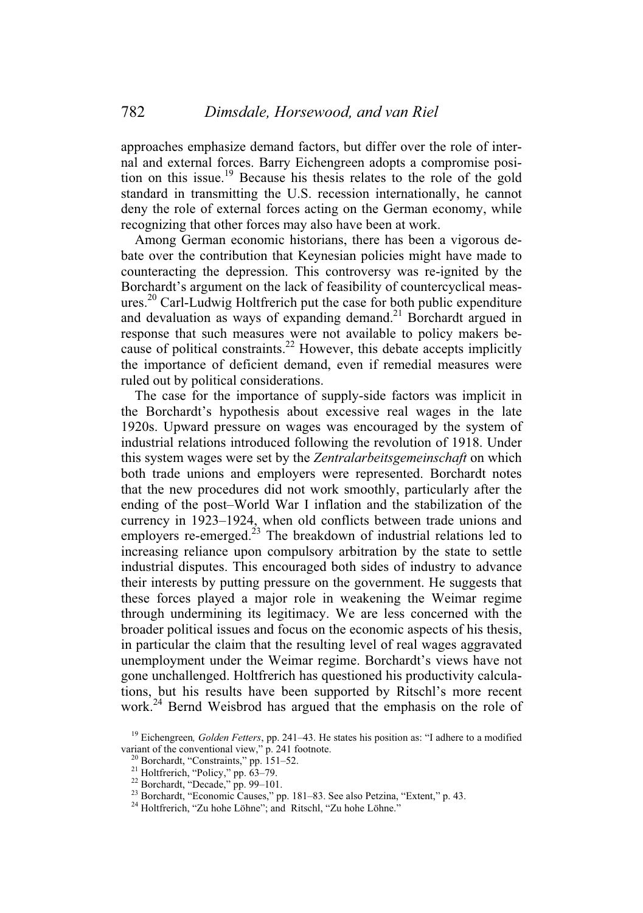approaches emphasize demand factors, but differ over the role of internal and external forces. Barry Eichengreen adopts a compromise position on this issue.[19] Because his thesis relates to the role of the gold standard in transmitting the U.S. recession internationally, he cannot deny the role of external forces acting on the German economy, while recognizing that other forces may also have been at work.

Among German economic historians, there has been a vigorous debate over the contribution that Keynesian policies might have made to counteracting the depression. This controversy was re-ignited by the Borchardt's argument on the lack of feasibility of countercyclical measures.[20] Carl-Ludwig Holtfrerich put the case for both public expenditure and devaluation as ways of expanding demand.[21] Borchardt argued in response that such measures were not available to policy makers because of political constraints.[22] However, this debate accepts implicitly the importance of deficient demand, even if remedial measures were ruled out by political considerations.

The case for the importance of supply-side factors was implicit in the Borchardt's hypothesis about excessive real wages in the late 1920s. Upward pressure on wages was encouraged by the system of industrial relations introduced following the revolution of 1918. Under this system wages were set by the *Zentralarbeitsgemeinschaft* on which both trade unions and employers were represented. Borchardt notes that the new procedures did not work smoothly, particularly after the ending of the post–World War I inflation and the stabilization of the currency in 1923–1924, when old conflicts between trade unions and employers re-emerged.[23] The breakdown of industrial relations led to increasing reliance upon compulsory arbitration by the state to settle industrial disputes. This encouraged both sides of industry to advance their interests by putting pressure on the government. He suggests that these forces played a major role in weakening the Weimar regime through undermining its legitimacy. We are less concerned with the broader political issues and focus on the economic aspects of his thesis, in particular the claim that the resulting level of real wages aggravated unemployment under the Weimar regime. Borchardt's views have not gone unchallenged. Holtfrerich has questioned his productivity calculations, but his results have been supported by Ritschl's more recent work.[24] Bernd Weisbrod has argued that the emphasis on the role of

[19] Eichengreen, *Golden Fetters*, pp. 241–43. He states his position as: "I adhere to a modified variant of the conventional view," p. 241 footnote.

[20] Borchardt, "Constraints," pp. 151–52.

[21] Holtfrerich, "Policy," pp. 63–79.

[22] Borchardt, "Decade," pp. 99–101.

[23] Borchardt, "Economic Causes," pp. 181–83. See also Petzina, "Extent," p. 43.

[24] Holtfrerich, "Zu hohe Löhne"; and Ritschl, "Zu hohe Löhne."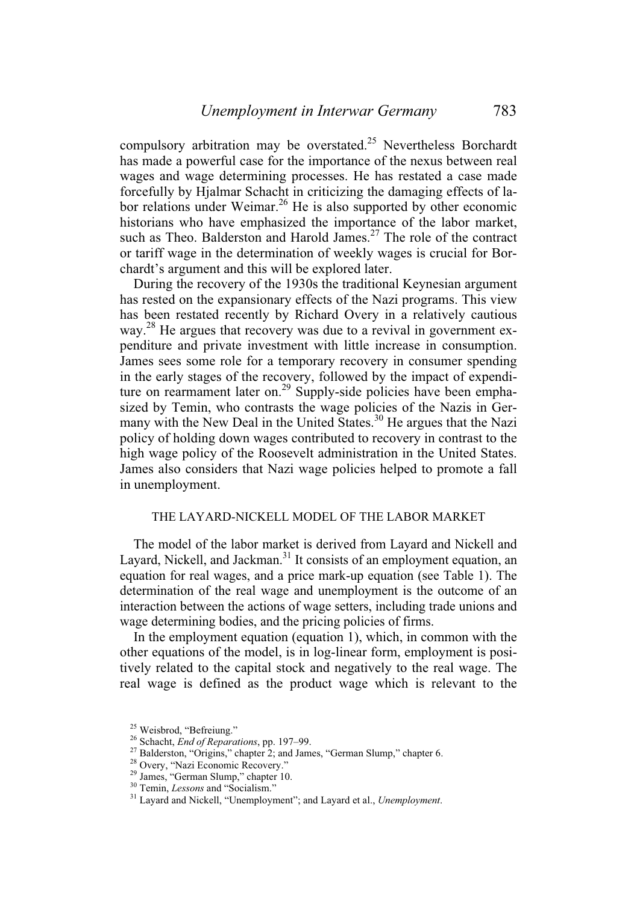compulsory arbitration may be overstated.[25] Nevertheless Borchardt has made a powerful case for the importance of the nexus between real wages and wage determining processes. He has restated a case made forcefully by Hjalmar Schacht in criticizing the damaging effects of labor relations under Weimar.[26] He is also supported by other economic historians who have emphasized the importance of the labor market, such as Theo. Balderston and Harold James.[27] The role of the contract or tariff wage in the determination of weekly wages is crucial for Borchardt's argument and this will be explored later.

During the recovery of the 1930s the traditional Keynesian argument has rested on the expansionary effects of the Nazi programs. This view has been restated recently by Richard Overy in a relatively cautious way.[28] He argues that recovery was due to a revival in government expenditure and private investment with little increase in consumption. James sees some role for a temporary recovery in consumer spending in the early stages of the recovery, followed by the impact of expenditure on rearmament later on.[29] Supply-side policies have been emphasized by Temin, who contrasts the wage policies of the Nazis in Germany with the New Deal in the United States.[30] He argues that the Nazi policy of holding down wages contributed to recovery in contrast to the high wage policy of the Roosevelt administration in the United States. James also considers that Nazi wage policies helped to promote a fall in unemployment.

## THE LAYARD-NICKELL MODEL OF THE LABOR MARKET

The model of the labor market is derived from Layard and Nickell and Layard, Nickell, and Jackman.[31] It consists of an employment equation, an equation for real wages, and a price mark-up equation (see Table 1). The determination of the real wage and unemployment is the outcome of an interaction between the actions of wage setters, including trade unions and wage determining bodies, and the pricing policies of firms.

In the employment equation (equation 1), which, in common with the other equations of the model, is in log-linear form, employment is positively related to the capital stock and negatively to the real wage. The real wage is defined as the product wage which is relevant to the

---

[25] Weisbrod, "Befreiung."

[26] Schacht, *End of Reparations*, pp. 197–99.

[27] Balderston, "Origins," chapter 2; and James, "German Slump," chapter 6.

[28] Overy, "Nazi Economic Recovery."

[29] James, "German Slump," chapter 10.

[30] Temin, *Lessons* and "Socialism."

[31] Layard and Nickell, "Unemployment"; and Layard et al., *Unemployment*.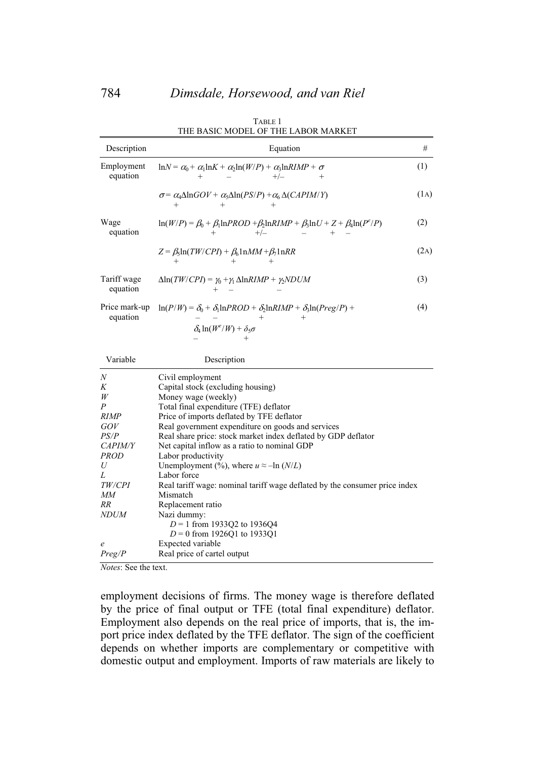TABLE 1
THE BASIC MODEL OF THE LABOR MARKET

| Description | Equation | # |
|---|---|---|
| Employment equation | $\ln N = \alpha_0 + \alpha_1 \ln K + \alpha_2 \ln(W/P) + \alpha_3 \ln RIMP + \sigma$ <br> (signs: $\alpha_1$ +, $\alpha_2$ –, $\alpha_3$ +/–, $\sigma$ +) | (1) |
| | $\sigma = \alpha_4 \Delta \ln GOV + \alpha_5 \Delta \ln(PS/P) + \alpha_6 \Delta(CAPIM/Y)$ <br> (signs: $\alpha_4$ +, $\alpha_5$ +, $\alpha_6$ +) | (1A) |
| Wage equation | $\ln(W/P) = \beta_0 + \beta_1 \ln PROD + \beta_2 \ln RIMP + \beta_3 \ln U + Z + \beta_4 \ln(P^e/P)$ <br> (signs: $\beta_1$ +, $\beta_2$ +/–, $\beta_3$ –, $Z$ +, $\beta_4$ –) | (2) |
| | $Z = \beta_5 \ln(TW/CPI) + \beta_6 \ln MM + \beta_7 \ln RR$ <br> (signs: $\beta_5$ +, $\beta_6$ +, $\beta_7$ +) | (2A) |
| Tariff wage equation | $\Delta \ln(TW/CPI) = \gamma_0 + \gamma_1 \Delta \ln RIMP + \gamma_2 NDUM$ <br> (signs: $\gamma_0$ +, $\gamma_1$ –, $\gamma_2$ –) | (3) |
| Price mark-up equation | $\ln(P/W) = \delta_0 + \delta_1 \ln PROD + \delta_2 \ln RIMP + \delta_3 \ln(Preg/P) + \delta_4 \ln(W^e/W) + \delta_5 \sigma$ <br> (signs: $\delta_0$ –, $\delta_1$ –, $\delta_2$ +, $\delta_3$ +, $\delta_4$ –, $\delta_5$ +) | (4) |

| Variable | Description |
|---|---|
| $N$ | Civil employment |
| $K$ | Capital stock (excluding housing) |
| $W$ | Money wage (weekly) |
| $P$ | Total final expenditure (TFE) deflator |
| $RIMP$ | Price of imports deflated by TFE deflator |
| $GOV$ | Real government expenditure on goods and services |
| $PS/P$ | Real share price: stock market index deflated by GDP deflator |
| $CAPIM/Y$ | Net capital inflow as a ratio to nominal GDP |
| $PROD$ | Labor productivity |
| $U$ | Unemployment (%), where $u \approx -\ln(N/L)$ |
| $L$ | Labor force |
| $TW/CPI$ | Real tariff wage: nominal tariff wage deflated by the consumer price index |
| $MM$ | Mismatch |
| $RR$ | Replacement ratio |
| $NDUM$ | Nazi dummy: <br> $D = 1$ from 1933Q2 to 1936Q4 <br> $D = 0$ from 1926Q1 to 1933Q1 |
| $e$ | Expected variable |
| $Preg/P$ | Real price of cartel output |

*Notes*: See the text.

employment decisions of firms. The money wage is therefore deflated by the price of final output or TFE (total final expenditure) deflator. Employment also depends on the real price of imports, that is, the import price index deflated by the TFE deflator. The sign of the coefficient depends on whether imports are complementary or competitive with domestic output and employment. Imports of raw materials are likely to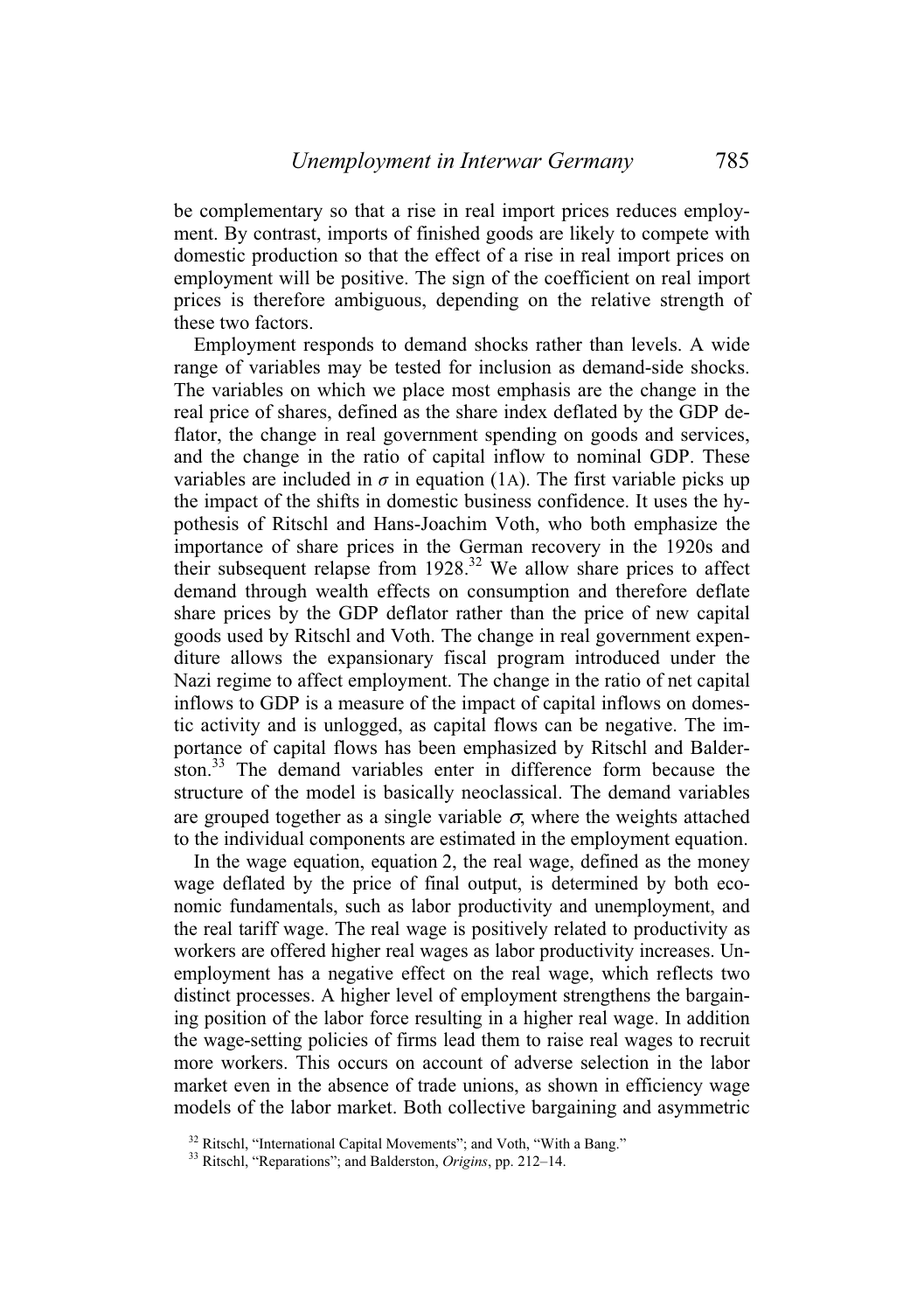be complementary so that a rise in real import prices reduces employment. By contrast, imports of finished goods are likely to compete with domestic production so that the effect of a rise in real import prices on employment will be positive. The sign of the coefficient on real import prices is therefore ambiguous, depending on the relative strength of these two factors.

Employment responds to demand shocks rather than levels. A wide range of variables may be tested for inclusion as demand-side shocks. The variables on which we place most emphasis are the change in the real price of shares, defined as the share index deflated by the GDP deflator, the change in real government spending on goods and services, and the change in the ratio of capital inflow to nominal GDP. These variables are included in $\sigma$ in equation (1A). The first variable picks up the impact of the shifts in domestic business confidence. It uses the hypothesis of Ritschl and Hans-Joachim Voth, who both emphasize the importance of share prices in the German recovery in the 1920s and their subsequent relapse from 1928.[32] We allow share prices to affect demand through wealth effects on consumption and therefore deflate share prices by the GDP deflator rather than the price of new capital goods used by Ritschl and Voth. The change in real government expenditure allows the expansionary fiscal program introduced under the Nazi regime to affect employment. The change in the ratio of net capital inflows to GDP is a measure of the impact of capital inflows on domestic activity and is unlogged, as capital flows can be negative. The importance of capital flows has been emphasized by Ritschl and Balderston.[33] The demand variables enter in difference form because the structure of the model is basically neoclassical. The demand variables are grouped together as a single variable $\sigma$, where the weights attached to the individual components are estimated in the employment equation.

In the wage equation, equation 2, the real wage, defined as the money wage deflated by the price of final output, is determined by both economic fundamentals, such as labor productivity and unemployment, and the real tariff wage. The real wage is positively related to productivity as workers are offered higher real wages as labor productivity increases. Unemployment has a negative effect on the real wage, which reflects two distinct processes. A higher level of employment strengthens the bargaining position of the labor force resulting in a higher real wage. In addition the wage-setting policies of firms lead them to raise real wages to recruit more workers. This occurs on account of adverse selection in the labor market even in the absence of trade unions, as shown in efficiency wage models of the labor market. Both collective bargaining and asymmetric

[32] Ritschl, "International Capital Movements"; and Voth, "With a Bang."

[33] Ritschl, "Reparations"; and Balderston, *Origins*, pp. 212–14.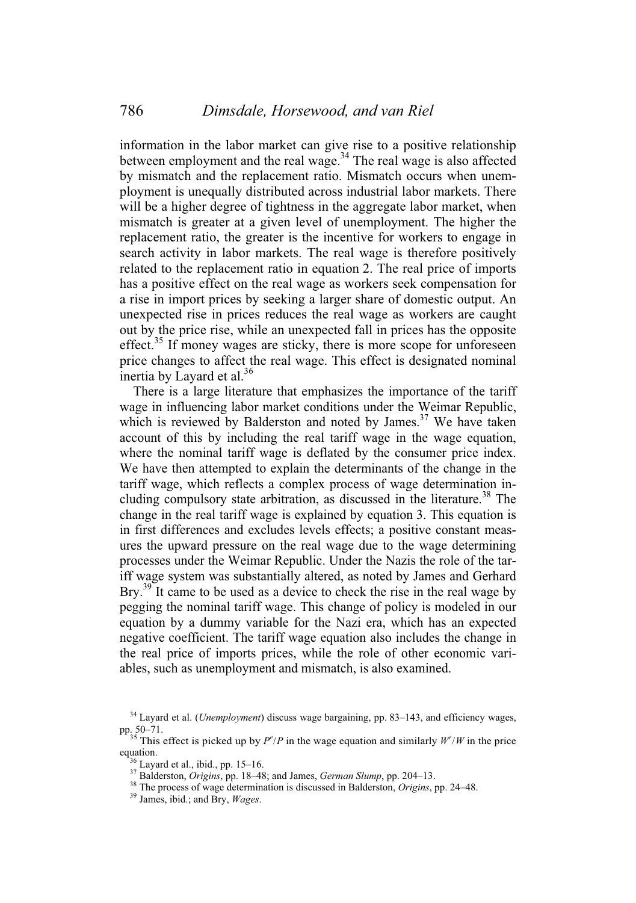information in the labor market can give rise to a positive relationship between employment and the real wage.[34] The real wage is also affected by mismatch and the replacement ratio. Mismatch occurs when unemployment is unequally distributed across industrial labor markets. There will be a higher degree of tightness in the aggregate labor market, when mismatch is greater at a given level of unemployment. The higher the replacement ratio, the greater is the incentive for workers to engage in search activity in labor markets. The real wage is therefore positively related to the replacement ratio in equation 2. The real price of imports has a positive effect on the real wage as workers seek compensation for a rise in import prices by seeking a larger share of domestic output. An unexpected rise in prices reduces the real wage as workers are caught out by the price rise, while an unexpected fall in prices has the opposite effect.[35] If money wages are sticky, there is more scope for unforeseen price changes to affect the real wage. This effect is designated nominal inertia by Layard et al.[36]

There is a large literature that emphasizes the importance of the tariff wage in influencing labor market conditions under the Weimar Republic, which is reviewed by Balderston and noted by James.[37] We have taken account of this by including the real tariff wage in the wage equation, where the nominal tariff wage is deflated by the consumer price index. We have then attempted to explain the determinants of the change in the tariff wage, which reflects a complex process of wage determination including compulsory state arbitration, as discussed in the literature.[38] The change in the real tariff wage is explained by equation 3. This equation is in first differences and excludes levels effects; a positive constant measures the upward pressure on the real wage due to the wage determining processes under the Weimar Republic. Under the Nazis the role of the tariff wage system was substantially altered, as noted by James and Gerhard Bry.[39] It came to be used as a device to check the rise in the real wage by pegging the nominal tariff wage. This change of policy is modeled in our equation by a dummy variable for the Nazi era, which has an expected negative coefficient. The tariff wage equation also includes the change in the real price of imports prices, while the role of other economic variables, such as unemployment and mismatch, is also examined.

[34] Layard et al. (*Unemployment*) discuss wage bargaining, pp. 83–143, and efficiency wages, pp. 50–71.

[35] This effect is picked up by $P^e/P$ in the wage equation and similarly $W^e/W$ in the price equation.

[36] Layard et al., ibid., pp. 15–16.

[37] Balderston, *Origins*, pp. 18–48; and James, *German Slump*, pp. 204–13.

[38] The process of wage determination is discussed in Balderston, *Origins*, pp. 24–48.

[39] James, ibid.; and Bry, *Wages*.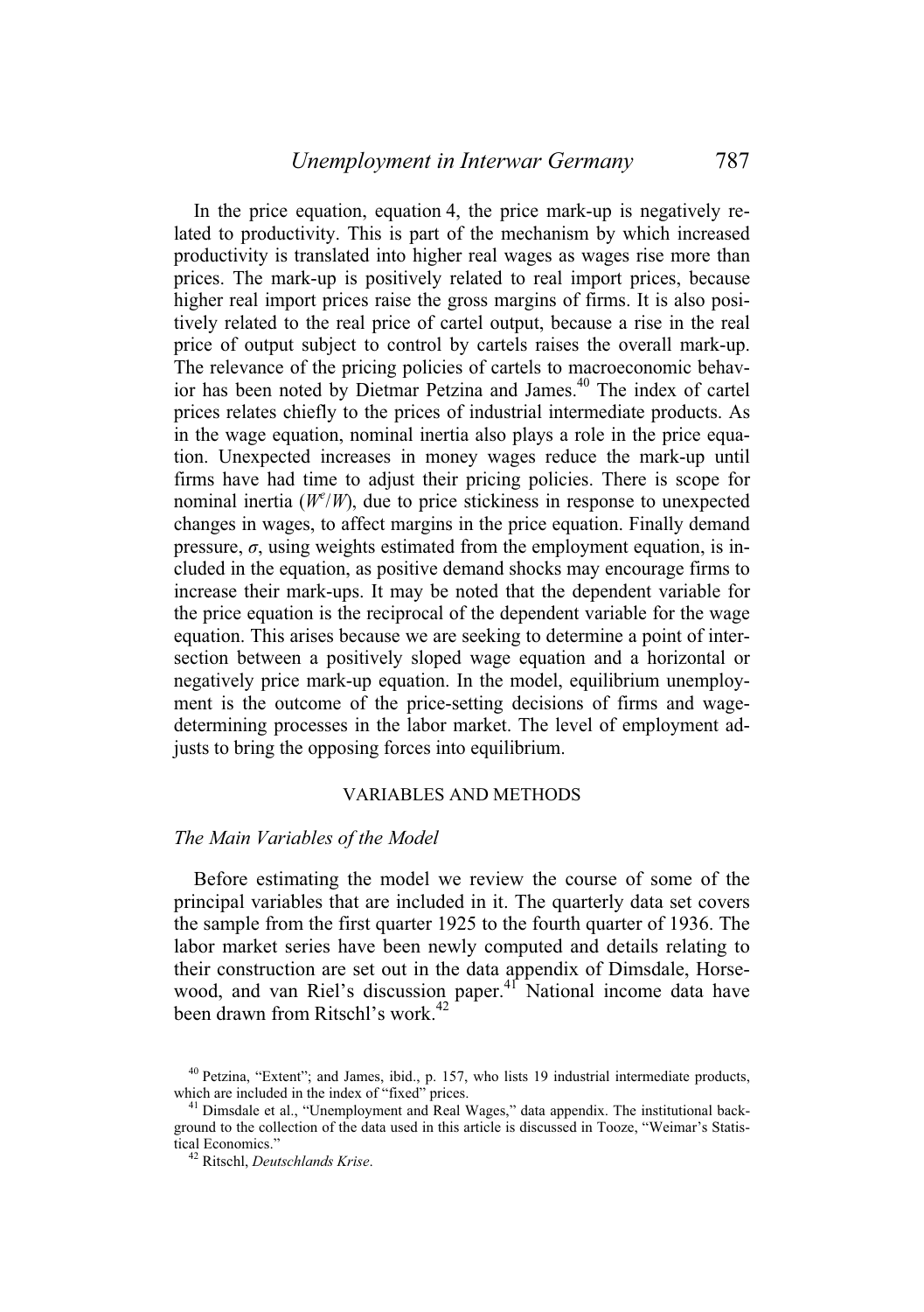In the price equation, equation 4, the price mark-up is negatively related to productivity. This is part of the mechanism by which increased productivity is translated into higher real wages as wages rise more than prices. The mark-up is positively related to real import prices, because higher real import prices raise the gross margins of firms. It is also positively related to the real price of cartel output, because a rise in the real price of output subject to control by cartels raises the overall mark-up. The relevance of the pricing policies of cartels to macroeconomic behavior has been noted by Dietmar Petzina and James.[40] The index of cartel prices relates chiefly to the prices of industrial intermediate products. As in the wage equation, nominal inertia also plays a role in the price equation. Unexpected increases in money wages reduce the mark-up until firms have had time to adjust their pricing policies. There is scope for nominal inertia ($W^e/W$), due to price stickiness in response to unexpected changes in wages, to affect margins in the price equation. Finally demand pressure, $\sigma$, using weights estimated from the employment equation, is included in the equation, as positive demand shocks may encourage firms to increase their mark-ups. It may be noted that the dependent variable for the price equation is the reciprocal of the dependent variable for the wage equation. This arises because we are seeking to determine a point of intersection between a positively sloped wage equation and a horizontal or negatively price mark-up equation. In the model, equilibrium unemployment is the outcome of the price-setting decisions of firms and wage-determining processes in the labor market. The level of employment adjusts to bring the opposing forces into equilibrium.

## VARIABLES AND METHODS

### *The Main Variables of the Model*

Before estimating the model we review the course of some of the principal variables that are included in it. The quarterly data set covers the sample from the first quarter 1925 to the fourth quarter of 1936. The labor market series have been newly computed and details relating to their construction are set out in the data appendix of Dimsdale, Horsewood, and van Riel's discussion paper.[41] National income data have been drawn from Ritschl's work.[42]

---

[40] Petzina, "Extent"; and James, ibid., p. 157, who lists 19 industrial intermediate products, which are included in the index of "fixed" prices.

[41] Dimsdale et al., "Unemployment and Real Wages," data appendix. The institutional background to the collection of the data used in this article is discussed in Tooze, "Weimar's Statistical Economics."

[42] Ritschl, *Deutschlands Krise*.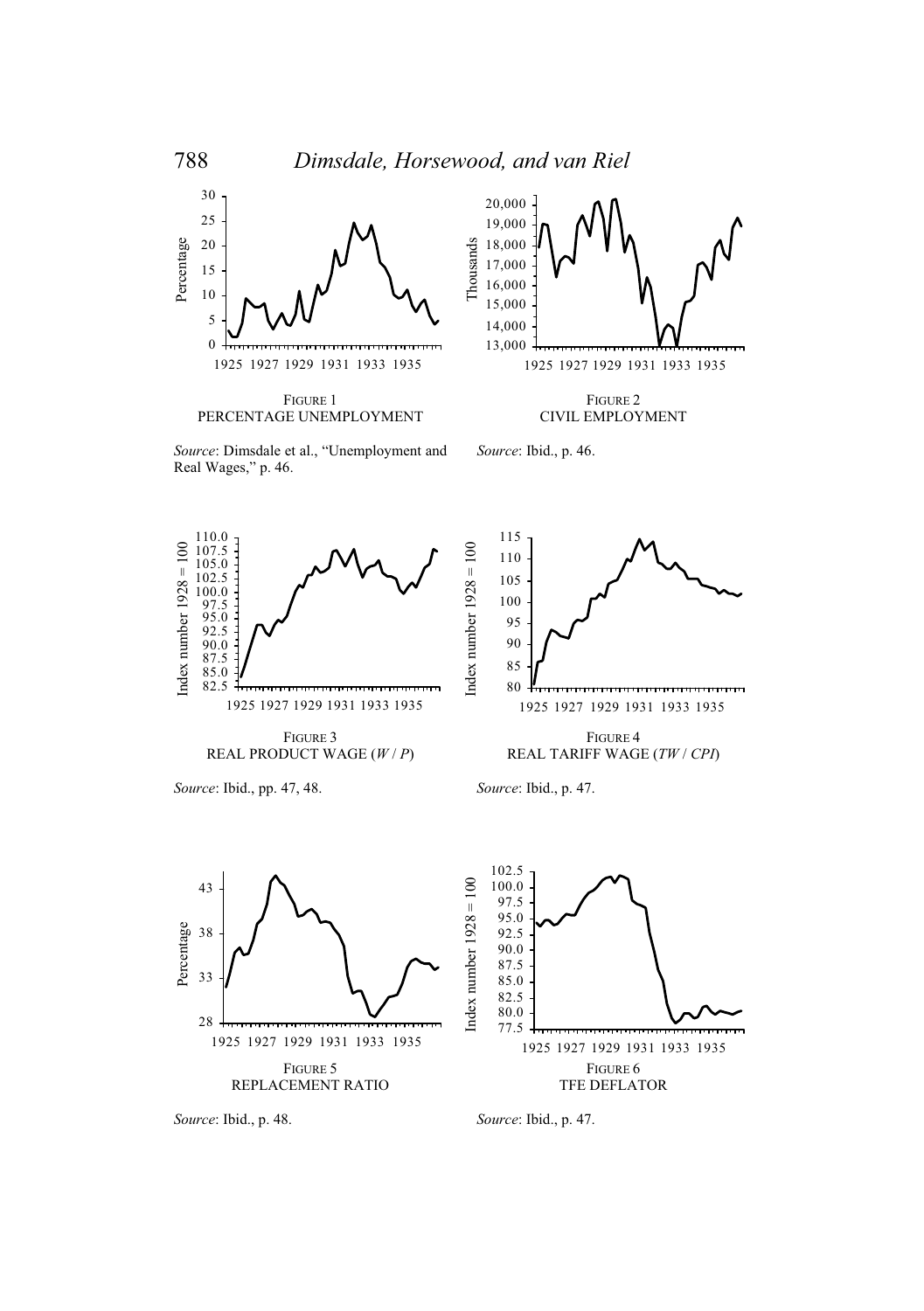FIGURE 1
PERCENTAGE UNEMPLOYMENT

*Source*: Dimsdale et al., "Unemployment and Real Wages," p. 46.

FIGURE 2
CIVIL EMPLOYMENT

*Source*: Ibid., p. 46.

FIGURE 3
REAL PRODUCT WAGE (*W* / *P*)

*Source*: Ibid., pp. 47, 48.

FIGURE 4
REAL TARIFF WAGE (*TW* / *CPI*)

*Source*: Ibid., p. 47.

FIGURE 5
REPLACEMENT RATIO

*Source*: Ibid., p. 48.

FIGURE 6
TFE DEFLATOR

*Source*: Ibid., p. 47.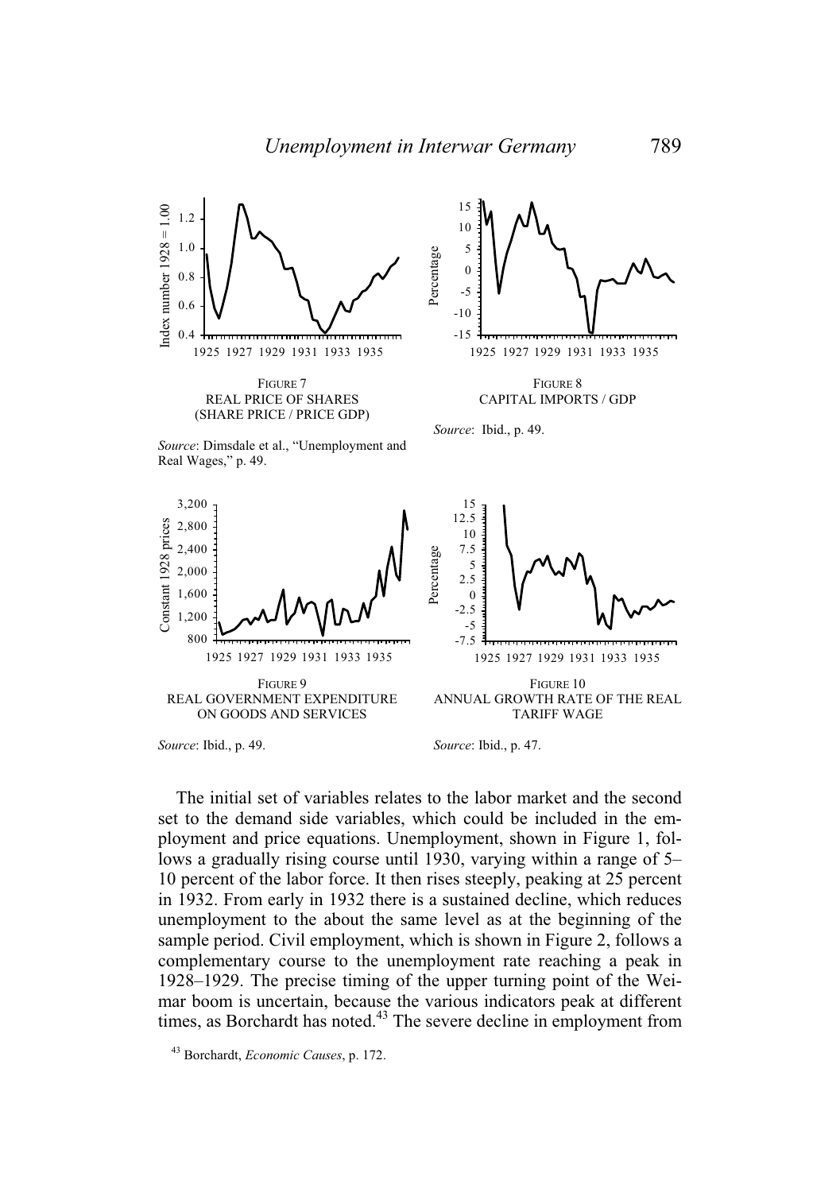FIGURE 7
REAL PRICE OF SHARES
(SHARE PRICE / PRICE GDP)

*Source*: Dimsdale et al., "Unemployment and Real Wages," p. 49.

FIGURE 8
CAPITAL IMPORTS / GDP

*Source*: Ibid., p. 49.

FIGURE 9
REAL GOVERNMENT EXPENDITURE ON GOODS AND SERVICES

*Source*: Ibid., p. 49.

FIGURE 10
ANNUAL GROWTH RATE OF THE REAL TARIFF WAGE

*Source*: Ibid., p. 47.

The initial set of variables relates to the labor market and the second set to the demand side variables, which could be included in the employment and price equations. Unemployment, shown in Figure 1, follows a gradually rising course until 1930, varying within a range of 5–10 percent of the labor force. It then rises steeply, peaking at 25 percent in 1932. From early in 1932 there is a sustained decline, which reduces unemployment to the about the same level as at the beginning of the sample period. Civil employment, which is shown in Figure 2, follows a complementary course to the unemployment rate reaching a peak in 1928–1929. The precise timing of the upper turning point of the Weimar boom is uncertain, because the various indicators peak at different times, as Borchardt has noted.[43] The severe decline in employment from

[43] Borchardt, *Economic Causes*, p. 172.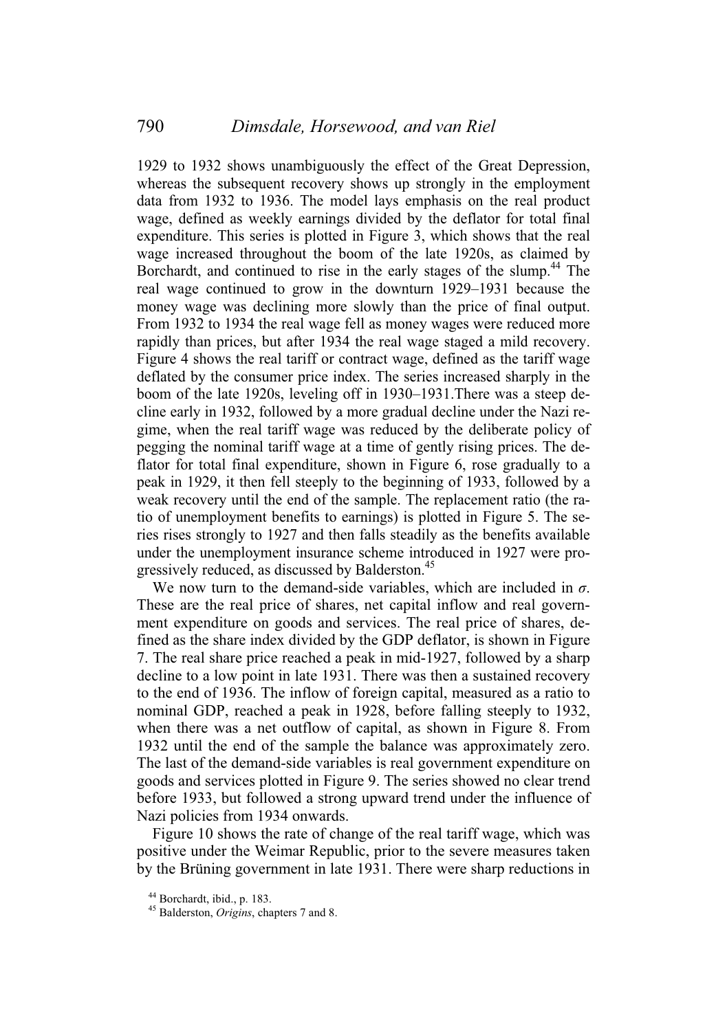1929 to 1932 shows unambiguously the effect of the Great Depression, whereas the subsequent recovery shows up strongly in the employment data from 1932 to 1936. The model lays emphasis on the real product wage, defined as weekly earnings divided by the deflator for total final expenditure. This series is plotted in Figure 3, which shows that the real wage increased throughout the boom of the late 1920s, as claimed by Borchardt, and continued to rise in the early stages of the slump.[44] The real wage continued to grow in the downturn 1929–1931 because the money wage was declining more slowly than the price of final output. From 1932 to 1934 the real wage fell as money wages were reduced more rapidly than prices, but after 1934 the real wage staged a mild recovery. Figure 4 shows the real tariff or contract wage, defined as the tariff wage deflated by the consumer price index. The series increased sharply in the boom of the late 1920s, leveling off in 1930–1931.There was a steep decline early in 1932, followed by a more gradual decline under the Nazi regime, when the real tariff wage was reduced by the deliberate policy of pegging the nominal tariff wage at a time of gently rising prices. The deflator for total final expenditure, shown in Figure 6, rose gradually to a peak in 1929, it then fell steeply to the beginning of 1933, followed by a weak recovery until the end of the sample. The replacement ratio (the ratio of unemployment benefits to earnings) is plotted in Figure 5. The series rises strongly to 1927 and then falls steadily as the benefits available under the unemployment insurance scheme introduced in 1927 were progressively reduced, as discussed by Balderston.[45]

We now turn to the demand-side variables, which are included in $\sigma$. These are the real price of shares, net capital inflow and real government expenditure on goods and services. The real price of shares, defined as the share index divided by the GDP deflator, is shown in Figure 7. The real share price reached a peak in mid-1927, followed by a sharp decline to a low point in late 1931. There was then a sustained recovery to the end of 1936. The inflow of foreign capital, measured as a ratio to nominal GDP, reached a peak in 1928, before falling steeply to 1932, when there was a net outflow of capital, as shown in Figure 8. From 1932 until the end of the sample the balance was approximately zero. The last of the demand-side variables is real government expenditure on goods and services plotted in Figure 9. The series showed no clear trend before 1933, but followed a strong upward trend under the influence of Nazi policies from 1934 onwards.

Figure 10 shows the rate of change of the real tariff wage, which was positive under the Weimar Republic, prior to the severe measures taken by the Brüning government in late 1931. There were sharp reductions in

[44] Borchardt, ibid., p. 183.

[45] Balderston, *Origins*, chapters 7 and 8.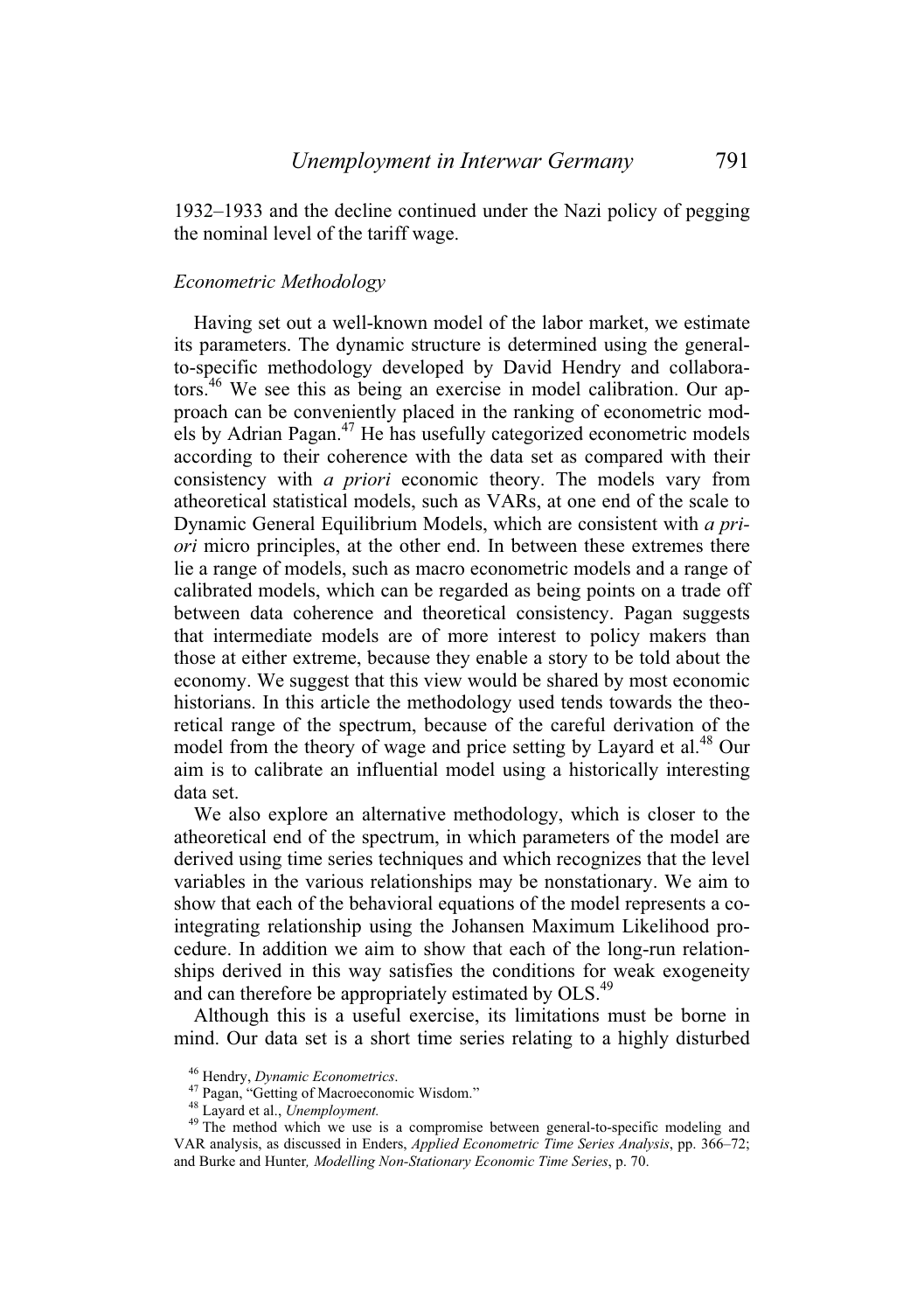1932–1933 and the decline continued under the Nazi policy of pegging the nominal level of the tariff wage.

### *Econometric Methodology*

Having set out a well-known model of the labor market, we estimate its parameters. The dynamic structure is determined using the general-to-specific methodology developed by David Hendry and collaborators.[46] We see this as being an exercise in model calibration. Our approach can be conveniently placed in the ranking of econometric models by Adrian Pagan.[47] He has usefully categorized econometric models according to their coherence with the data set as compared with their consistency with *a priori* economic theory. The models vary from atheoretical statistical models, such as VARs, at one end of the scale to Dynamic General Equilibrium Models, which are consistent with *a priori* micro principles, at the other end. In between these extremes there lie a range of models, such as macro econometric models and a range of calibrated models, which can be regarded as being points on a trade off between data coherence and theoretical consistency. Pagan suggests that intermediate models are of more interest to policy makers than those at either extreme, because they enable a story to be told about the economy. We suggest that this view would be shared by most economic historians. In this article the methodology used tends towards the theoretical range of the spectrum, because of the careful derivation of the model from the theory of wage and price setting by Layard et al.[48] Our aim is to calibrate an influential model using a historically interesting data set.

We also explore an alternative methodology, which is closer to the atheoretical end of the spectrum, in which parameters of the model are derived using time series techniques and which recognizes that the level variables in the various relationships may be nonstationary. We aim to show that each of the behavioral equations of the model represents a cointegrating relationship using the Johansen Maximum Likelihood procedure. In addition we aim to show that each of the long-run relationships derived in this way satisfies the conditions for weak exogeneity and can therefore be appropriately estimated by OLS.[49]

Although this is a useful exercise, its limitations must be borne in mind. Our data set is a short time series relating to a highly disturbed

[46] Hendry, *Dynamic Econometrics*.

[47] Pagan, "Getting of Macroeconomic Wisdom."

[48] Layard et al., *Unemployment.*

[49] The method which we use is a compromise between general-to-specific modeling and VAR analysis, as discussed in Enders, *Applied Econometric Time Series Analysis*, pp. 366–72; and Burke and Hunter*, Modelling Non-Stationary Economic Time Series*, p. 70.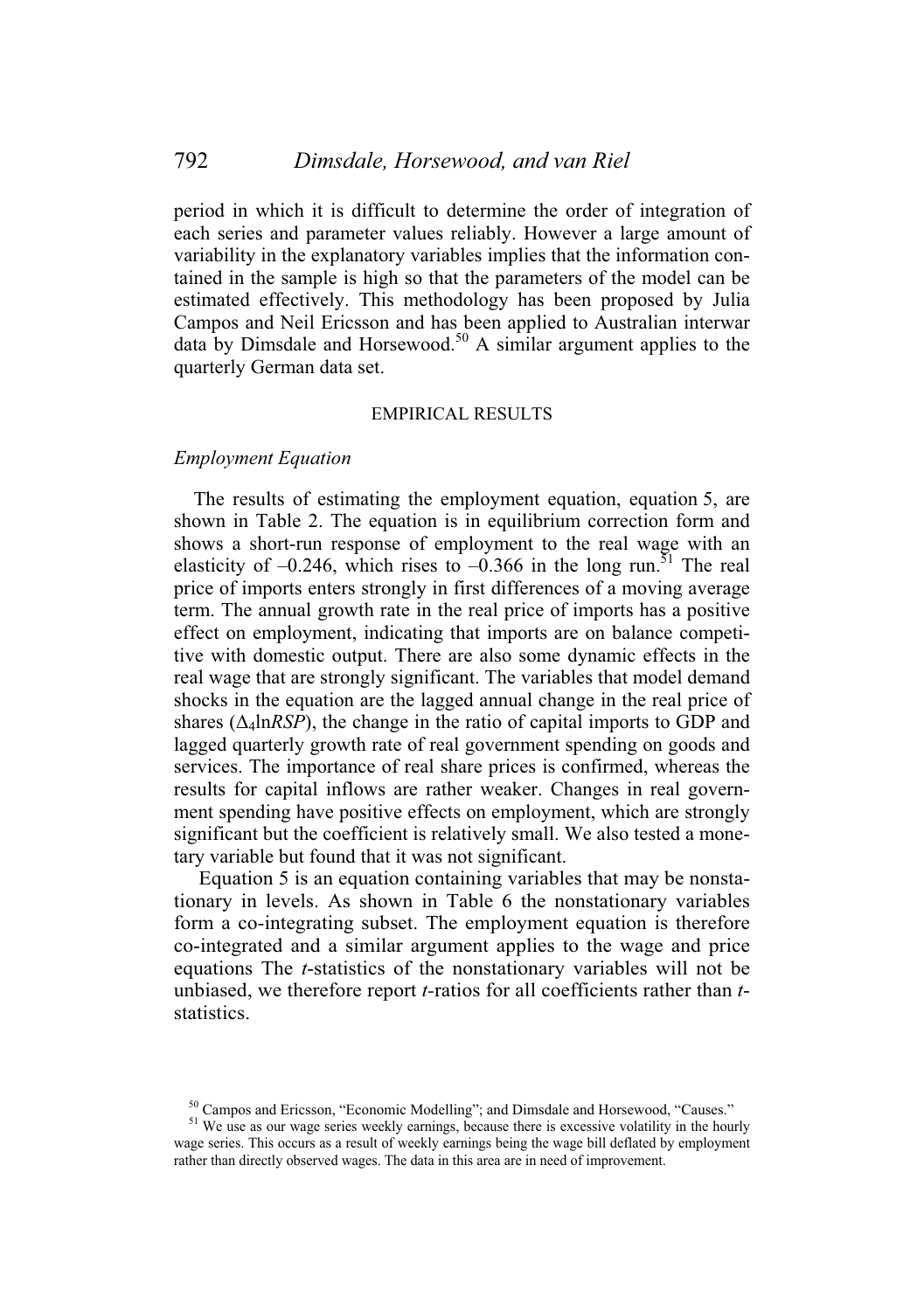period in which it is difficult to determine the order of integration of each series and parameter values reliably. However a large amount of variability in the explanatory variables implies that the information contained in the sample is high so that the parameters of the model can be estimated effectively. This methodology has been proposed by Julia Campos and Neil Ericsson and has been applied to Australian interwar data by Dimsdale and Horsewood.[50] A similar argument applies to the quarterly German data set.

## EMPIRICAL RESULTS

### *Employment Equation*

The results of estimating the employment equation, equation 5, are shown in Table 2. The equation is in equilibrium correction form and shows a short-run response of employment to the real wage with an elasticity of –0.246, which rises to –0.366 in the long run.[51] The real price of imports enters strongly in first differences of a moving average term. The annual growth rate in the real price of imports has a positive effect on employment, indicating that imports are on balance competitive with domestic output. There are also some dynamic effects in the real wage that are strongly significant. The variables that model demand shocks in the equation are the lagged annual change in the real price of shares ($\Delta_4 \ln RSP$), the change in the ratio of capital imports to GDP and lagged quarterly growth rate of real government spending on goods and services. The importance of real share prices is confirmed, whereas the results for capital inflows are rather weaker. Changes in real government spending have positive effects on employment, which are strongly significant but the coefficient is relatively small. We also tested a monetary variable but found that it was not significant.

Equation 5 is an equation containing variables that may be nonstationary in levels. As shown in Table 6 the nonstationary variables form a co-integrating subset. The employment equation is therefore co-integrated and a similar argument applies to the wage and price equations The *t*-statistics of the nonstationary variables will not be unbiased, we therefore report *t*-ratios for all coefficients rather than *t*-statistics.

[50] Campos and Ericsson, "Economic Modelling"; and Dimsdale and Horsewood, "Causes."

[51] We use as our wage series weekly earnings, because there is excessive volatility in the hourly wage series. This occurs as a result of weekly earnings being the wage bill deflated by employment rather than directly observed wages. The data in this area are in need of improvement.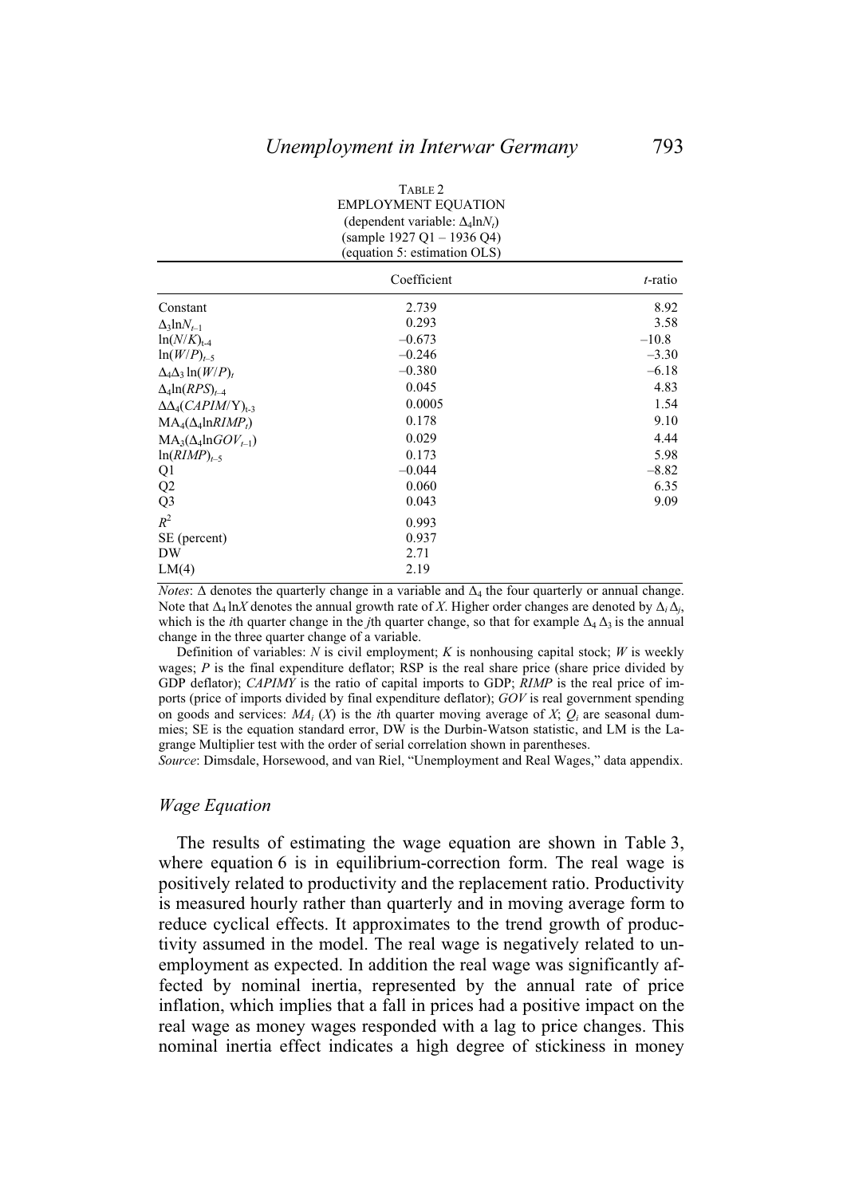TABLE 2
EMPLOYMENT EQUATION
(dependent variable: $\Delta_4 \ln N_t$)
(sample 1927 Q1 – 1936 Q4)
(equation 5: estimation OLS)

| | Coefficient | *t*-ratio |
|---|---|---|
| Constant | 2.739 | 8.92 |
| $\Delta_3 \ln N_{t-1}$ | 0.293 | 3.58 |
| $\ln(N/K)_{t-4}$ | –0.673 | –10.8 |
| $\ln(W/P)_{t-5}$ | –0.246 | –3.30 |
| $\Delta_4\Delta_3 \ln(W/P)_t$ | –0.380 | –6.18 |
| $\Delta_4 \ln(RPS)_{t-4}$ | 0.045 | 4.83 |
| $\Delta\Delta_4(CAPIM/Y)_{t-3}$ | 0.0005 | 1.54 |
| $MA_4(\Delta_4 \ln RIMP_t)$ | 0.178 | 9.10 |
| $MA_3(\Delta_4 \ln GOV_{t-1})$ | 0.029 | 4.44 |
| $\ln(RIMP)_{t-5}$ | 0.173 | 5.98 |
| Q1 | –0.044 | –8.82 |
| Q2 | 0.060 | 6.35 |
| Q3 | 0.043 | 9.09 |
| $R^2$ | 0.993 | |
| SE (percent) | 0.937 | |
| DW | 2.71 | |
| LM(4) | 2.19 | |

*Notes*: $\Delta$ denotes the quarterly change in a variable and $\Delta_4$ the four quarterly or annual change. Note that $\Delta_4 \ln X$ denotes the annual growth rate of *X*. Higher order changes are denoted by $\Delta_i \Delta_j$, which is the *i*th quarter change in the *j*th quarter change, so that for example $\Delta_4 \Delta_3$ is the annual change in the three quarter change of a variable.

Definition of variables: *N* is civil employment; *K* is nonhousing capital stock; *W* is weekly wages; *P* is the final expenditure deflator; RSP is the real share price (share price divided by GDP deflator); *CAPIMY* is the ratio of capital imports to GDP; *RIMP* is the real price of imports (price of imports divided by final expenditure deflator); *GOV* is real government spending on goods and services: $MA_i(X)$ is the *i*th quarter moving average of *X*; $Q_i$ are seasonal dummies; SE is the equation standard error, DW is the Durbin-Watson statistic, and LM is the Lagrange Multiplier test with the order of serial correlation shown in parentheses.

*Source*: Dimsdale, Horsewood, and van Riel, "Unemployment and Real Wages," data appendix.

### *Wage Equation*

The results of estimating the wage equation are shown in Table 3, where equation 6 is in equilibrium-correction form. The real wage is positively related to productivity and the replacement ratio. Productivity is measured hourly rather than quarterly and in moving average form to reduce cyclical effects. It approximates to the trend growth of productivity assumed in the model. The real wage is negatively related to unemployment as expected. In addition the real wage was significantly affected by nominal inertia, represented by the annual rate of price inflation, which implies that a fall in prices had a positive impact on the real wage as money wages responded with a lag to price changes. This nominal inertia effect indicates a high degree of stickiness in money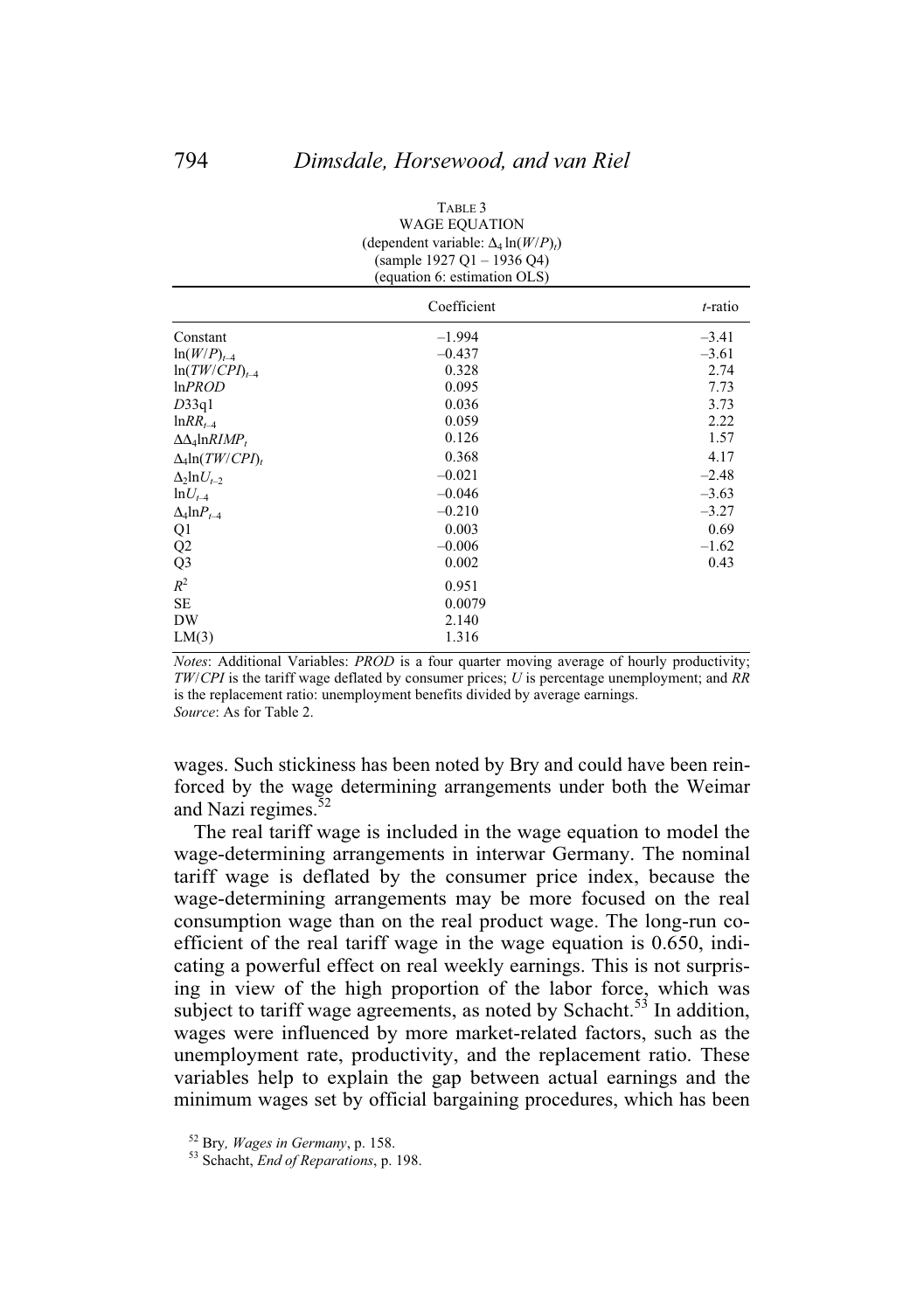TABLE 3
WAGE EQUATION
(dependent variable: $\Delta_4 \ln(W/P)_t$)
(sample 1927 Q1 – 1936 Q4)
(equation 6: estimation OLS)

| | Coefficient | *t*-ratio |
|---|---|---|
| Constant | –1.994 | –3.41 |
| $\ln(W/P)_{t-4}$ | –0.437 | –3.61 |
| $\ln(TW/CPI)_{t-4}$ | 0.328 | 2.74 |
| $\ln PROD$ | 0.095 | 7.73 |
| $D33q1$ | 0.036 | 3.73 |
| $\ln RR_{t-4}$ | 0.059 | 2.22 |
| $\Delta\Delta_4 \ln RIMP_t$ | 0.126 | 1.57 |
| $\Delta_4 \ln(TW/CPI)_t$ | 0.368 | 4.17 |
| $\Delta_2 \ln U_{t-2}$ | –0.021 | –2.48 |
| $\ln U_{t-4}$ | –0.046 | –3.63 |
| $\Delta_4 \ln P_{t-4}$ | –0.210 | –3.27 |
| Q1 | 0.003 | 0.69 |
| Q2 | –0.006 | –1.62 |
| Q3 | 0.002 | 0.43 |
| $R^2$ | 0.951 | |
| SE | 0.0079 | |
| DW | 2.140 | |
| LM(3) | 1.316 | |

*Notes*: Additional Variables: *PROD* is a four quarter moving average of hourly productivity; *TW*/*CPI* is the tariff wage deflated by consumer prices; *U* is percentage unemployment; and *RR* is the replacement ratio: unemployment benefits divided by average earnings.
*Source*: As for Table 2.

wages. Such stickiness has been noted by Bry and could have been reinforced by the wage determining arrangements under both the Weimar and Nazi regimes.[52]

The real tariff wage is included in the wage equation to model the wage-determining arrangements in interwar Germany. The nominal tariff wage is deflated by the consumer price index, because the wage-determining arrangements may be more focused on the real consumption wage than on the real product wage. The long-run coefficient of the real tariff wage in the wage equation is 0.650, indicating a powerful effect on real weekly earnings. This is not surprising in view of the high proportion of the labor force, which was subject to tariff wage agreements, as noted by Schacht.[53] In addition, wages were influenced by more market-related factors, such as the unemployment rate, productivity, and the replacement ratio. These variables help to explain the gap between actual earnings and the minimum wages set by official bargaining procedures, which has been

[52] Bry*, Wages in Germany*, p. 158.

[53] Schacht, *End of Reparations*, p. 198.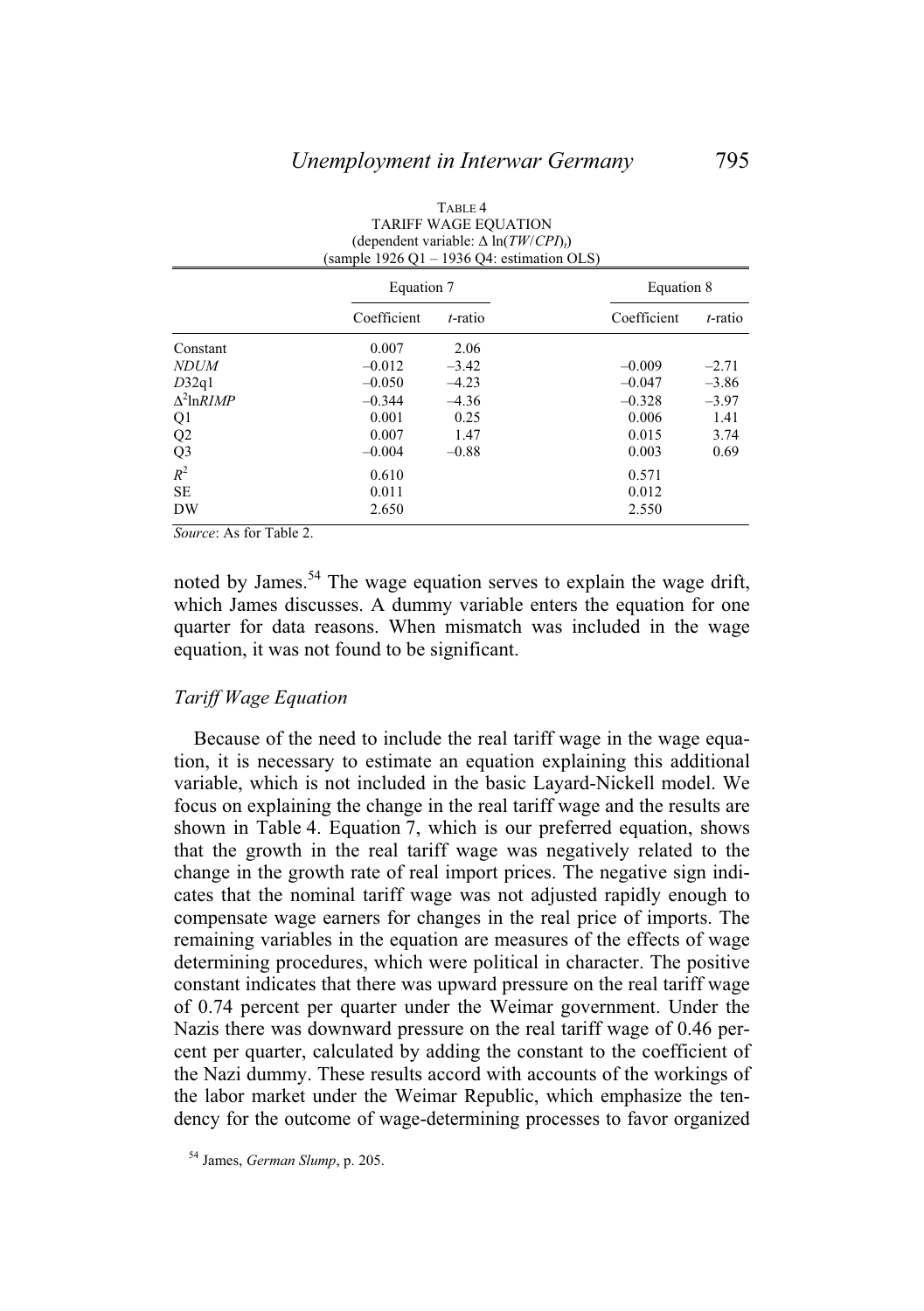TABLE 4
TARIFF WAGE EQUATION
(dependent variable: $\Delta \ln(TW/CPI)_t$)
(sample 1926 Q1 – 1936 Q4: estimation OLS)

| | Equation 7 | | Equation 8 | |
|---|---|---|---|---|
| | Coefficient | *t*-ratio | Coefficient | *t*-ratio |
| Constant | 0.007 | 2.06 | | |
| *NDUM* | –0.012 | –3.42 | –0.009 | –2.71 |
| *D*32q1 | –0.050 | –4.23 | –0.047 | –3.86 |
| $\Delta^2 \ln RIMP$ | –0.344 | –4.36 | –0.328 | –3.97 |
| Q1 | 0.001 | 0.25 | 0.006 | 1.41 |
| Q2 | 0.007 | 1.47 | 0.015 | 3.74 |
| Q3 | –0.004 | –0.88 | 0.003 | 0.69 |
| $R^2$ | 0.610 | | 0.571 | |
| SE | 0.011 | | 0.012 | |
| DW | 2.650 | | 2.550 | |

*Source*: As for Table 2.

noted by James.[54] The wage equation serves to explain the wage drift, which James discusses. A dummy variable enters the equation for one quarter for data reasons. When mismatch was included in the wage equation, it was not found to be significant.

### *Tariff Wage Equation*

Because of the need to include the real tariff wage in the wage equation, it is necessary to estimate an equation explaining this additional variable, which is not included in the basic Layard-Nickell model. We focus on explaining the change in the real tariff wage and the results are shown in Table 4. Equation 7, which is our preferred equation, shows that the growth in the real tariff wage was negatively related to the change in the growth rate of real import prices. The negative sign indicates that the nominal tariff wage was not adjusted rapidly enough to compensate wage earners for changes in the real price of imports. The remaining variables in the equation are measures of the effects of wage determining procedures, which were political in character. The positive constant indicates that there was upward pressure on the real tariff wage of 0.74 percent per quarter under the Weimar government. Under the Nazis there was downward pressure on the real tariff wage of 0.46 percent per quarter, calculated by adding the constant to the coefficient of the Nazi dummy. These results accord with accounts of the workings of the labor market under the Weimar Republic, which emphasize the tendency for the outcome of wage-determining processes to favor organized

[54] James, *German Slump*, p. 205.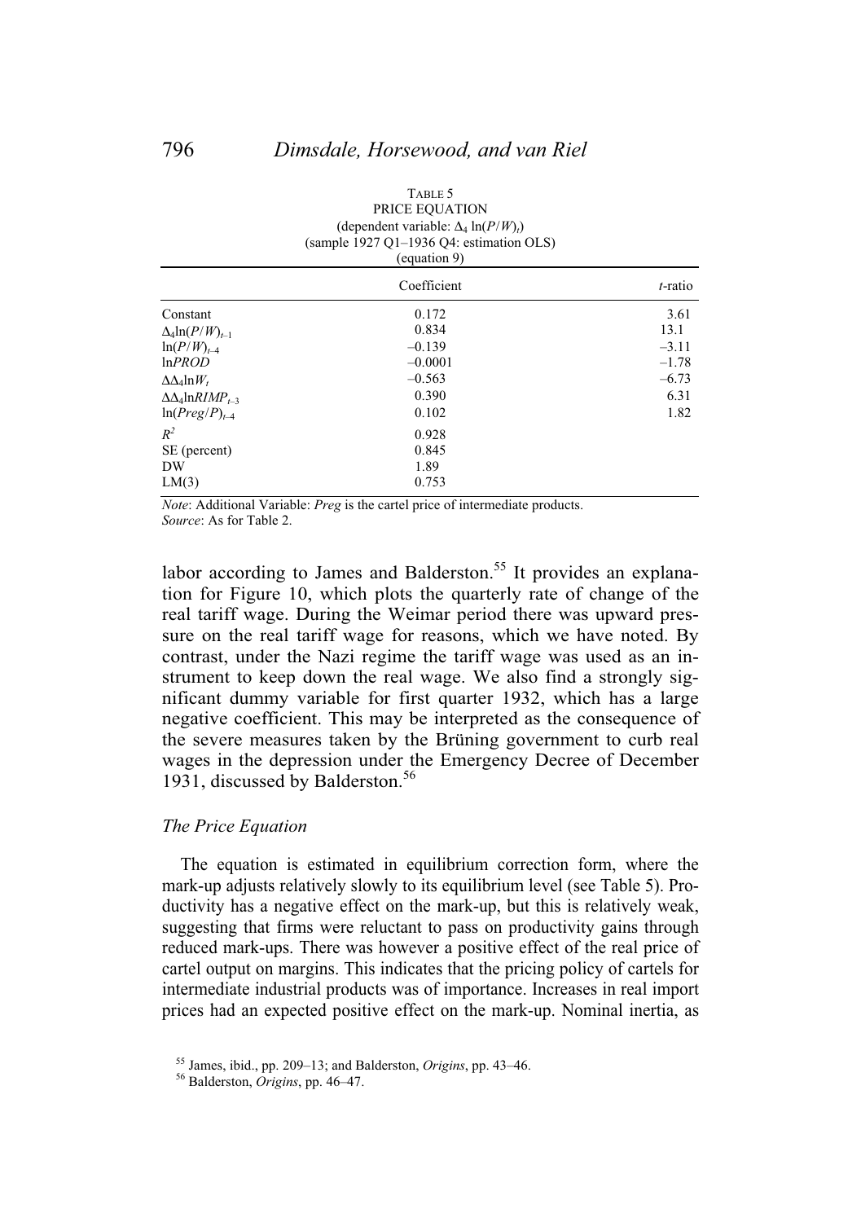TABLE 5
PRICE EQUATION
(dependent variable: $\Delta_4 \ln(P/W)_t$)
(sample 1927 Q1–1936 Q4: estimation OLS)
(equation 9)

| | Coefficient | *t*-ratio |
|---|---|---|
| Constant | 0.172 | 3.61 |
| $\Delta_4 \ln(P/W)_{t-1}$ | 0.834 | 13.1 |
| $\ln(P/W)_{t-4}$ | –0.139 | –3.11 |
| $\ln PROD$ | –0.0001 | –1.78 |
| $\Delta\Delta_4 \ln W_t$ | –0.563 | –6.73 |
| $\Delta\Delta_4 \ln RIMP_{t-3}$ | 0.390 | 6.31 |
| $\ln(Preg/P)_{t-4}$ | 0.102 | 1.82 |
| $R^2$ | 0.928 | |
| SE (percent) | 0.845 | |
| DW | 1.89 | |
| LM(3) | 0.753 | |

*Note*: Additional Variable: *Preg* is the cartel price of intermediate products.
*Source*: As for Table 2.

labor according to James and Balderston.[55] It provides an explanation for Figure 10, which plots the quarterly rate of change of the real tariff wage. During the Weimar period there was upward pressure on the real tariff wage for reasons, which we have noted. By contrast, under the Nazi regime the tariff wage was used as an instrument to keep down the real wage. We also find a strongly significant dummy variable for first quarter 1932, which has a large negative coefficient. This may be interpreted as the consequence of the severe measures taken by the Brüning government to curb real wages in the depression under the Emergency Decree of December 1931, discussed by Balderston.[56]

### *The Price Equation*

The equation is estimated in equilibrium correction form, where the mark-up adjusts relatively slowly to its equilibrium level (see Table 5). Productivity has a negative effect on the mark-up, but this is relatively weak, suggesting that firms were reluctant to pass on productivity gains through reduced mark-ups. There was however a positive effect of the real price of cartel output on margins. This indicates that the pricing policy of cartels for intermediate industrial products was of importance. Increases in real import prices had an expected positive effect on the mark-up. Nominal inertia, as

[55] James, ibid., pp. 209–13; and Balderston, *Origins*, pp. 43–46.
[56] Balderston, *Origins*, pp. 46–47.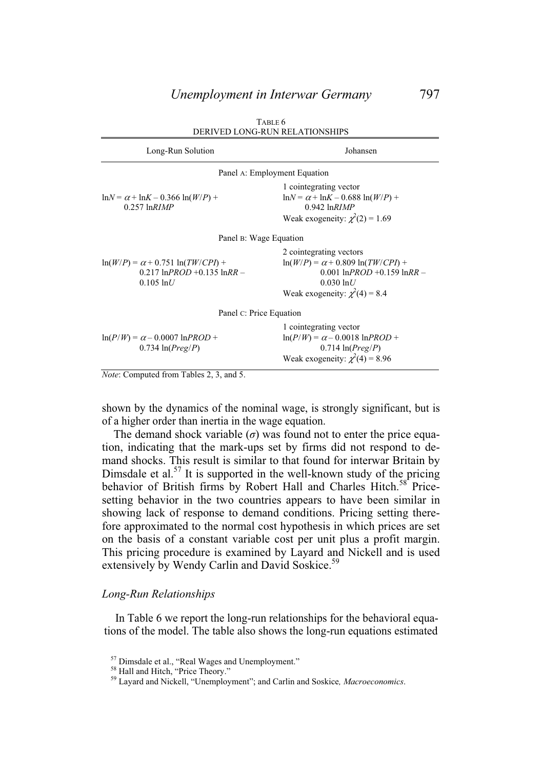TABLE 6
DERIVED LONG-RUN RELATIONSHIPS

| Long-Run Solution | Johansen |
|---|---|
| *Panel A: Employment Equation* | |
| $\ln N = \alpha + \ln K - 0.366 \ln(W/P) + 0.257 \ln RIMP$ | 1 cointegrating vector<br>$\ln N = \alpha + \ln K - 0.688 \ln(W/P) + 0.942 \ln RIMP$<br>Weak exogeneity: $\chi^2(2) = 1.69$ |
| *Panel B: Wage Equation* | |
| $\ln(W/P) = \alpha + 0.751 \ln(TW/CPI) + 0.217 \ln PROD + 0.135 \ln RR - 0.105 \ln U$ | 2 cointegrating vectors<br>$\ln(W/P) = \alpha + 0.809 \ln(TW/CPI) + 0.001 \ln PROD + 0.159 \ln RR - 0.030 \ln U$<br>Weak exogeneity: $\chi^2(4) = 8.4$ |
| *Panel C: Price Equation* | |
| $\ln(P/W) = \alpha - 0.0007 \ln PROD + 0.734 \ln(Preg/P)$ | 1 cointegrating vector<br>$\ln(P/W) = \alpha - 0.0018 \ln PROD + 0.714 \ln(Preg/P)$<br>Weak exogeneity: $\chi^2(4) = 8.96$ |

*Note*: Computed from Tables 2, 3, and 5.

shown by the dynamics of the nominal wage, is strongly significant, but is of a higher order than inertia in the wage equation.

The demand shock variable ($\sigma$) was found not to enter the price equation, indicating that the mark-ups set by firms did not respond to demand shocks. This result is similar to that found for interwar Britain by Dimsdale et al.[57] It is supported in the well-known study of the pricing behavior of British firms by Robert Hall and Charles Hitch.[58] Price-setting behavior in the two countries appears to have been similar in showing lack of response to demand conditions. Pricing setting therefore approximated to the normal cost hypothesis in which prices are set on the basis of a constant variable cost per unit plus a profit margin. This pricing procedure is examined by Layard and Nickell and is used extensively by Wendy Carlin and David Soskice.[59]

### *Long-Run Relationships*

In Table 6 we report the long-run relationships for the behavioral equations of the model. The table also shows the long-run equations estimated

[57] Dimsdale et al., "Real Wages and Unemployment."
[58] Hall and Hitch, "Price Theory."
[59] Layard and Nickell, "Unemployment"; and Carlin and Soskice, *Macroeconomics*.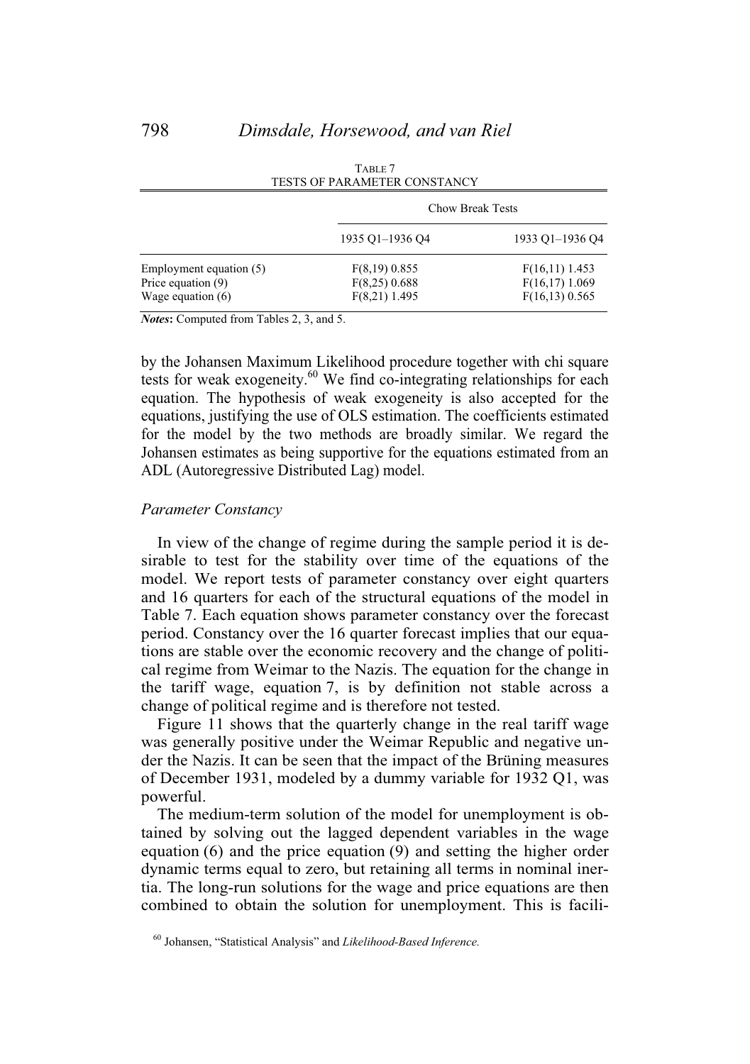TABLE 7

TESTS OF PARAMETER CONSTANCY

| | Chow Break Tests | |
|---|---|---|
| | 1935 Q1–1936 Q4 | 1933 Q1–1936 Q4 |
| Employment equation (5) | $F(8,19)$ 0.855 | $F(16,11)$ 1.453 |
| Price equation (9) | $F(8,25)$ 0.688 | $F(16,17)$ 1.069 |
| Wage equation (6) | $F(8,21)$ 1.495 | $F(16,13)$ 0.565 |

***Notes***: Computed from Tables 2, 3, and 5.

by the Johansen Maximum Likelihood procedure together with chi square tests for weak exogeneity.[60] We find co-integrating relationships for each equation. The hypothesis of weak exogeneity is also accepted for the equations, justifying the use of OLS estimation. The coefficients estimated for the model by the two methods are broadly similar. We regard the Johansen estimates as being supportive for the equations estimated from an ADL (Autoregressive Distributed Lag) model.

### *Parameter Constancy*

In view of the change of regime during the sample period it is desirable to test for the stability over time of the equations of the model. We report tests of parameter constancy over eight quarters and 16 quarters for each of the structural equations of the model in Table 7. Each equation shows parameter constancy over the forecast period. Constancy over the 16 quarter forecast implies that our equations are stable over the economic recovery and the change of political regime from Weimar to the Nazis. The equation for the change in the tariff wage, equation 7, is by definition not stable across a change of political regime and is therefore not tested.

Figure 11 shows that the quarterly change in the real tariff wage was generally positive under the Weimar Republic and negative under the Nazis. It can be seen that the impact of the Brüning measures of December 1931, modeled by a dummy variable for 1932 Q1, was powerful.

The medium-term solution of the model for unemployment is obtained by solving out the lagged dependent variables in the wage equation (6) and the price equation (9) and setting the higher order dynamic terms equal to zero, but retaining all terms in nominal inertia. The long-run solutions for the wage and price equations are then combined to obtain the solution for unemployment. This is facili-

[60] Johansen, "Statistical Analysis" and *Likelihood-Based Inference.*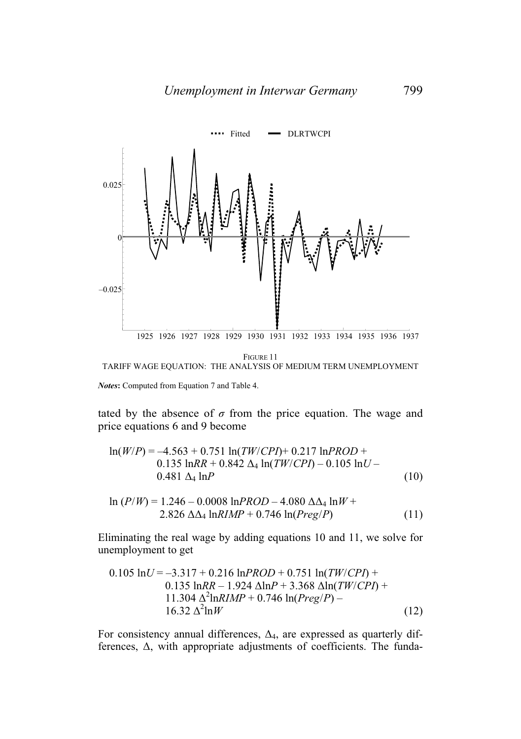FIGURE 11

TARIFF WAGE EQUATION: THE ANALYSIS OF MEDIUM TERM UNEMPLOYMENT

***Notes*****:** Computed from Equation 7 and Table 4.

tated by the absence of $\sigma$ from the price equation. The wage and price equations 6 and 9 become

$$\begin{aligned} \ln(W/P) = &-4.563 + 0.751 \ln(TW/CPI) + 0.217 \ln PROD + \\ &0.135 \ln RR + 0.842\ \Delta_4 \ln(TW/CPI) - 0.105 \ln U - \\ &0.481\ \Delta_4 \ln P \end{aligned} \tag{10}$$

$$\begin{aligned} \ln(P/W) = &\ 1.246 - 0.0008 \ln PROD - 4.080\ \Delta\Delta_4 \ln W + \\ &2.826\ \Delta\Delta_4 \ln RIMP + 0.746 \ln(Preg/P) \end{aligned} \tag{11}$$

Eliminating the real wage by adding equations 10 and 11, we solve for unemployment to get

$$\begin{aligned} 0.105 \ln U = &-3.317 + 0.216 \ln PROD + 0.751 \ln(TW/CPI) + \\ &0.135 \ln RR - 1.924\ \Delta \ln P + 3.368\ \Delta \ln(TW/CPI) + \\ &11.304\ \Delta^2 \ln RIMP + 0.746 \ln(Preg/P) - \\ &16.32\ \Delta^2 \ln W \end{aligned} \tag{12}$$

For consistency annual differences, $\Delta_4$, are expressed as quarterly differences, $\Delta$, with appropriate adjustments of coefficients. The funda-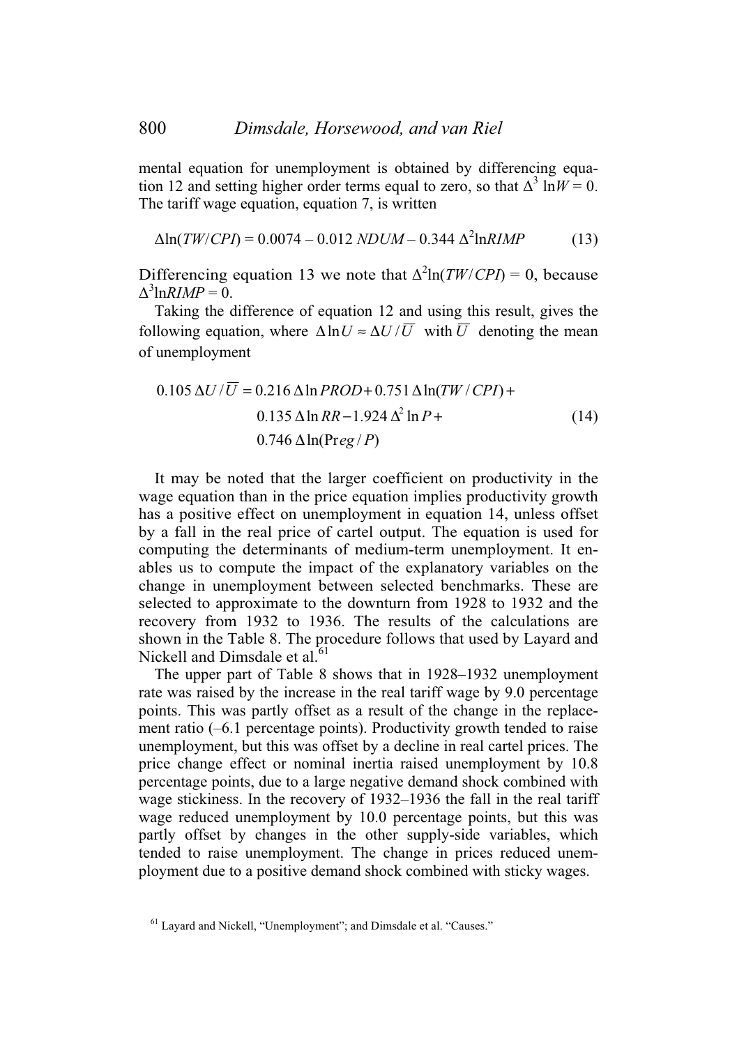mental equation for unemployment is obtained by differencing equation 12 and setting higher order terms equal to zero, so that $\Delta^3 \ln W = 0$. The tariff wage equation, equation 7, is written

$$\Delta\ln(TW/CPI) = 0.0074 - 0.012\ NDUM - 0.344\ \Delta^2\ln RIMP \qquad (13)$$

Differencing equation 13 we note that $\Delta^2\ln(TW/CPI) = 0$, because $\Delta^3\ln RIMP = 0$.

Taking the difference of equation 12 and using this result, gives the following equation, where $\Delta \ln U \approx \Delta U/\overline{U}$ with $\overline{U}$ denoting the mean of unemployment

$$\begin{aligned} 0.105\ \Delta U/\overline{U} = {} & 0.216\ \Delta\ln PROD + 0.751\ \Delta\ln(TW/CPI) + \\ & 0.135\ \Delta\ln RR - 1.924\ \Delta^2\ln P + \\ & 0.746\ \Delta\ln(Preg/P) \end{aligned} \qquad (14)$$

It may be noted that the larger coefficient on productivity in the wage equation than in the price equation implies productivity growth has a positive effect on unemployment in equation 14, unless offset by a fall in the real price of cartel output. The equation is used for computing the determinants of medium-term unemployment. It enables us to compute the impact of the explanatory variables on the change in unemployment between selected benchmarks. These are selected to approximate to the downturn from 1928 to 1932 and the recovery from 1932 to 1936. The results of the calculations are shown in the Table 8. The procedure follows that used by Layard and Nickell and Dimsdale et al.[61]

The upper part of Table 8 shows that in 1928–1932 unemployment rate was raised by the increase in the real tariff wage by 9.0 percentage points. This was partly offset as a result of the change in the replacement ratio (–6.1 percentage points). Productivity growth tended to raise unemployment, but this was offset by a decline in real cartel prices. The price change effect or nominal inertia raised unemployment by 10.8 percentage points, due to a large negative demand shock combined with wage stickiness. In the recovery of 1932–1936 the fall in the real tariff wage reduced unemployment by 10.0 percentage points, but this was partly offset by changes in the other supply-side variables, which tended to raise unemployment. The change in prices reduced unemployment due to a positive demand shock combined with sticky wages.

[61] Layard and Nickell, "Unemployment"; and Dimsdale et al. "Causes."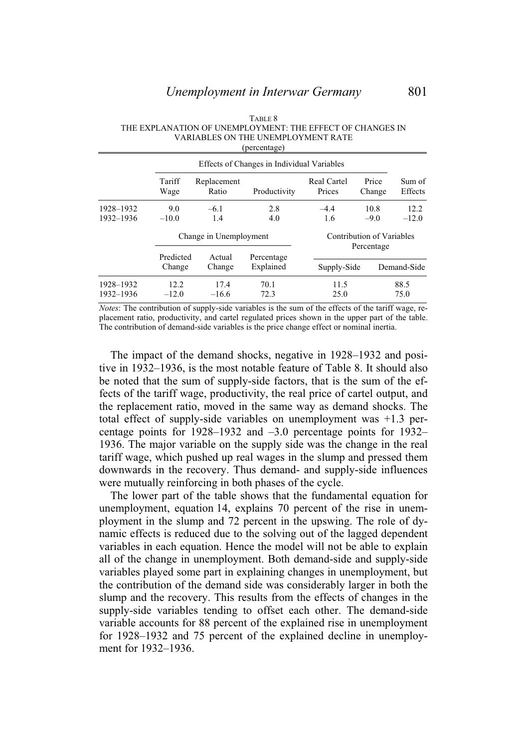TABLE 8
THE EXPLANATION OF UNEMPLOYMENT: THE EFFECT OF CHANGES IN VARIABLES ON THE UNEMPLOYMENT RATE
(percentage)

| | Effects of Changes in Individual Variables | | | | | |
|---|---|---|---|---|---|---|
| | Tariff Wage | Replacement Ratio | Productivity | Real Cartel Prices | Price Change | Sum of Effects |
| 1928–1932 | 9.0 | –6.1 | 2.8 | –4.4 | 10.8 | 12.2 |
| 1932–1936 | –10.0 | 1.4 | 4.0 | 1.6 | –9.0 | –12.0 |

| | Change in Unemployment | | | Contribution of Variables Percentage | |
|---|---|---|---|---|---|
| | Predicted Change | Actual Change | Percentage Explained | Supply-Side | Demand-Side |
| 1928–1932 | 12.2 | 17.4 | 70.1 | 11.5 | 88.5 |
| 1932–1936 | –12.0 | –16.6 | 72.3 | 25.0 | 75.0 |

*Notes*: The contribution of supply-side variables is the sum of the effects of the tariff wage, replacement ratio, productivity, and cartel regulated prices shown in the upper part of the table. The contribution of demand-side variables is the price change effect or nominal inertia.

The impact of the demand shocks, negative in 1928–1932 and positive in 1932–1936, is the most notable feature of Table 8. It should also be noted that the sum of supply-side factors, that is the sum of the effects of the tariff wage, productivity, the real price of cartel output, and the replacement ratio, moved in the same way as demand shocks. The total effect of supply-side variables on unemployment was +1.3 percentage points for 1928–1932 and –3.0 percentage points for 1932–1936. The major variable on the supply side was the change in the real tariff wage, which pushed up real wages in the slump and pressed them downwards in the recovery. Thus demand- and supply-side influences were mutually reinforcing in both phases of the cycle.

The lower part of the table shows that the fundamental equation for unemployment, equation 14, explains 70 percent of the rise in unemployment in the slump and 72 percent in the upswing. The role of dynamic effects is reduced due to the solving out of the lagged dependent variables in each equation. Hence the model will not be able to explain all of the change in unemployment. Both demand-side and supply-side variables played some part in explaining changes in unemployment, but the contribution of the demand side was considerably larger in both the slump and the recovery. This results from the effects of changes in the supply-side variables tending to offset each other. The demand-side variable accounts for 88 percent of the explained rise in unemployment for 1928–1932 and 75 percent of the explained decline in unemployment for 1932–1936.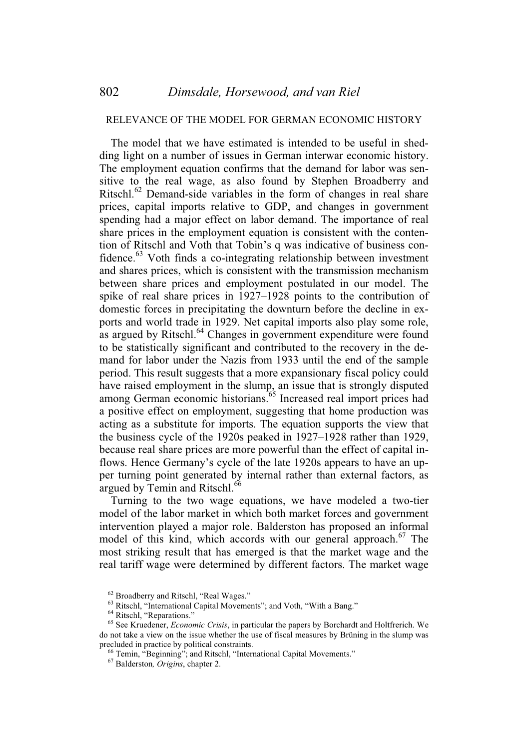## RELEVANCE OF THE MODEL FOR GERMAN ECONOMIC HISTORY

The model that we have estimated is intended to be useful in shedding light on a number of issues in German interwar economic history. The employment equation confirms that the demand for labor was sensitive to the real wage, as also found by Stephen Broadberry and Ritschl.[62] Demand-side variables in the form of changes in real share prices, capital imports relative to GDP, and changes in government spending had a major effect on labor demand. The importance of real share prices in the employment equation is consistent with the contention of Ritschl and Voth that Tobin's q was indicative of business confidence.[63] Voth finds a co-integrating relationship between investment and shares prices, which is consistent with the transmission mechanism between share prices and employment postulated in our model. The spike of real share prices in 1927–1928 points to the contribution of domestic forces in precipitating the downturn before the decline in exports and world trade in 1929. Net capital imports also play some role, as argued by Ritschl.[64] Changes in government expenditure were found to be statistically significant and contributed to the recovery in the demand for labor under the Nazis from 1933 until the end of the sample period. This result suggests that a more expansionary fiscal policy could have raised employment in the slump, an issue that is strongly disputed among German economic historians.[65] Increased real import prices had a positive effect on employment, suggesting that home production was acting as a substitute for imports. The equation supports the view that the business cycle of the 1920s peaked in 1927–1928 rather than 1929, because real share prices are more powerful than the effect of capital inflows. Hence Germany's cycle of the late 1920s appears to have an upper turning point generated by internal rather than external factors, as argued by Temin and Ritschl.[66]

Turning to the two wage equations, we have modeled a two-tier model of the labor market in which both market forces and government intervention played a major role. Balderston has proposed an informal model of this kind, which accords with our general approach.[67] The most striking result that has emerged is that the market wage and the real tariff wage were determined by different factors. The market wage

[62] Broadberry and Ritschl, "Real Wages."

[63] Ritschl, "International Capital Movements"; and Voth, "With a Bang."

[64] Ritschl, "Reparations."

[65] See Kruedener, *Economic Crisis*, in particular the papers by Borchardt and Holtfrerich. We do not take a view on the issue whether the use of fiscal measures by Brüning in the slump was precluded in practice by political constraints.

[66] Temin, "Beginning"; and Ritschl, "International Capital Movements."

[67] Balderston*, Origins*, chapter 2.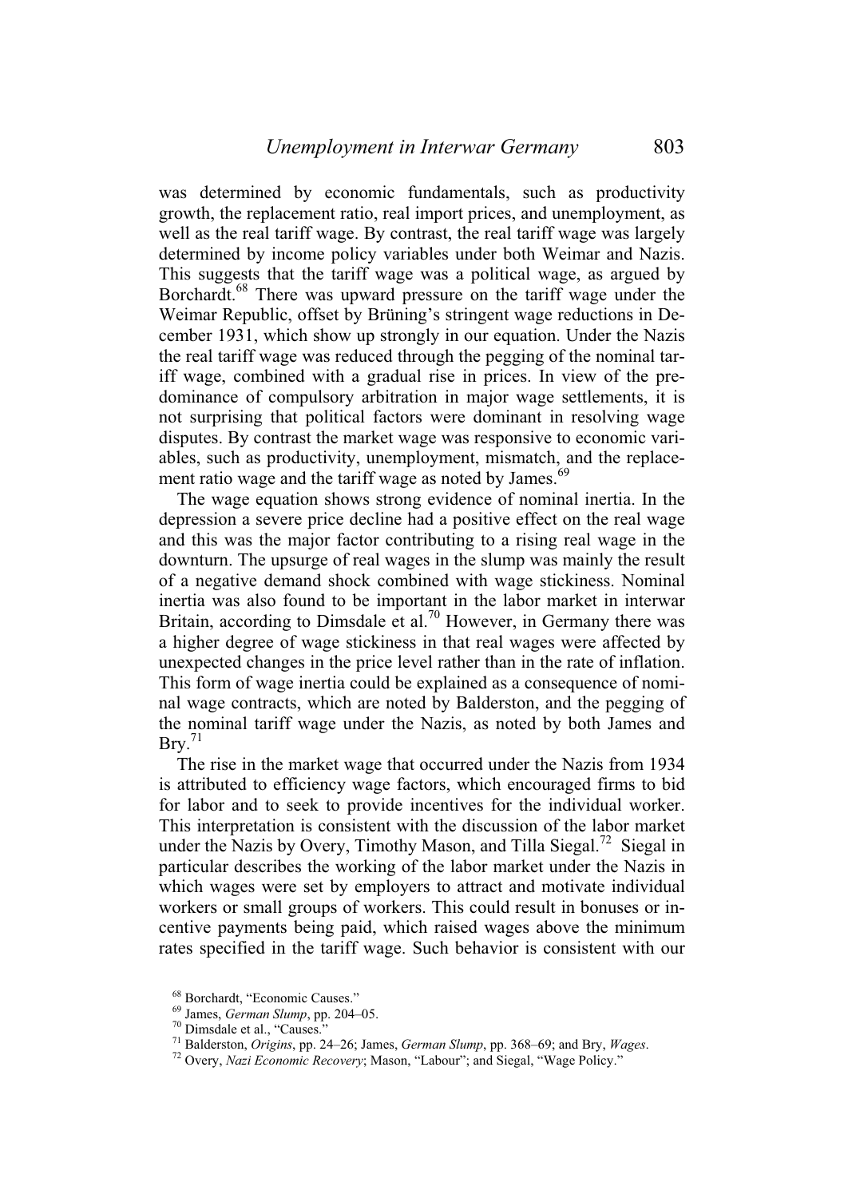was determined by economic fundamentals, such as productivity growth, the replacement ratio, real import prices, and unemployment, as well as the real tariff wage. By contrast, the real tariff wage was largely determined by income policy variables under both Weimar and Nazis. This suggests that the tariff wage was a political wage, as argued by Borchardt.[68] There was upward pressure on the tariff wage under the Weimar Republic, offset by Brüning's stringent wage reductions in December 1931, which show up strongly in our equation. Under the Nazis the real tariff wage was reduced through the pegging of the nominal tariff wage, combined with a gradual rise in prices. In view of the predominance of compulsory arbitration in major wage settlements, it is not surprising that political factors were dominant in resolving wage disputes. By contrast the market wage was responsive to economic variables, such as productivity, unemployment, mismatch, and the replacement ratio wage and the tariff wage as noted by James.[69]

The wage equation shows strong evidence of nominal inertia. In the depression a severe price decline had a positive effect on the real wage and this was the major factor contributing to a rising real wage in the downturn. The upsurge of real wages in the slump was mainly the result of a negative demand shock combined with wage stickiness. Nominal inertia was also found to be important in the labor market in interwar Britain, according to Dimsdale et al.[70] However, in Germany there was a higher degree of wage stickiness in that real wages were affected by unexpected changes in the price level rather than in the rate of inflation. This form of wage inertia could be explained as a consequence of nominal wage contracts, which are noted by Balderston, and the pegging of the nominal tariff wage under the Nazis, as noted by both James and Bry.[71]

The rise in the market wage that occurred under the Nazis from 1934 is attributed to efficiency wage factors, which encouraged firms to bid for labor and to seek to provide incentives for the individual worker. This interpretation is consistent with the discussion of the labor market under the Nazis by Overy, Timothy Mason, and Tilla Siegal.[72] Siegal in particular describes the working of the labor market under the Nazis in which wages were set by employers to attract and motivate individual workers or small groups of workers. This could result in bonuses or incentive payments being paid, which raised wages above the minimum rates specified in the tariff wage. Such behavior is consistent with our

[68] Borchardt, "Economic Causes."

[69] James, *German Slump*, pp. 204–05.

[70] Dimsdale et al., "Causes."

[71] Balderston, *Origins*, pp. 24–26; James, *German Slump*, pp. 368–69; and Bry, *Wages*.

[72] Overy, *Nazi Economic Recovery*; Mason, "Labour"; and Siegal, "Wage Policy."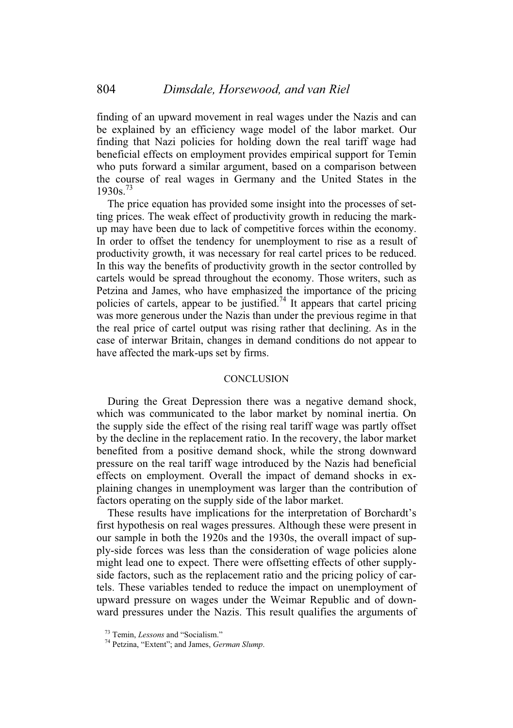finding of an upward movement in real wages under the Nazis and can be explained by an efficiency wage model of the labor market. Our finding that Nazi policies for holding down the real tariff wage had beneficial effects on employment provides empirical support for Temin who puts forward a similar argument, based on a comparison between the course of real wages in Germany and the United States in the 1930s.[73]

The price equation has provided some insight into the processes of setting prices. The weak effect of productivity growth in reducing the mark-up may have been due to lack of competitive forces within the economy. In order to offset the tendency for unemployment to rise as a result of productivity growth, it was necessary for real cartel prices to be reduced. In this way the benefits of productivity growth in the sector controlled by cartels would be spread throughout the economy. Those writers, such as Petzina and James, who have emphasized the importance of the pricing policies of cartels, appear to be justified.[74] It appears that cartel pricing was more generous under the Nazis than under the previous regime in that the real price of cartel output was rising rather that declining. As in the case of interwar Britain, changes in demand conditions do not appear to have affected the mark-ups set by firms.

## CONCLUSION

During the Great Depression there was a negative demand shock, which was communicated to the labor market by nominal inertia. On the supply side the effect of the rising real tariff wage was partly offset by the decline in the replacement ratio. In the recovery, the labor market benefited from a positive demand shock, while the strong downward pressure on the real tariff wage introduced by the Nazis had beneficial effects on employment. Overall the impact of demand shocks in explaining changes in unemployment was larger than the contribution of factors operating on the supply side of the labor market.

These results have implications for the interpretation of Borchardt's first hypothesis on real wages pressures. Although these were present in our sample in both the 1920s and the 1930s, the overall impact of supply-side forces was less than the consideration of wage policies alone might lead one to expect. There were offsetting effects of other supply-side factors, such as the replacement ratio and the pricing policy of cartels. These variables tended to reduce the impact on unemployment of upward pressure on wages under the Weimar Republic and of downward pressures under the Nazis. This result qualifies the arguments of

[73] Temin, *Lessons* and "Socialism."

[74] Petzina, "Extent"; and James, *German Slump*.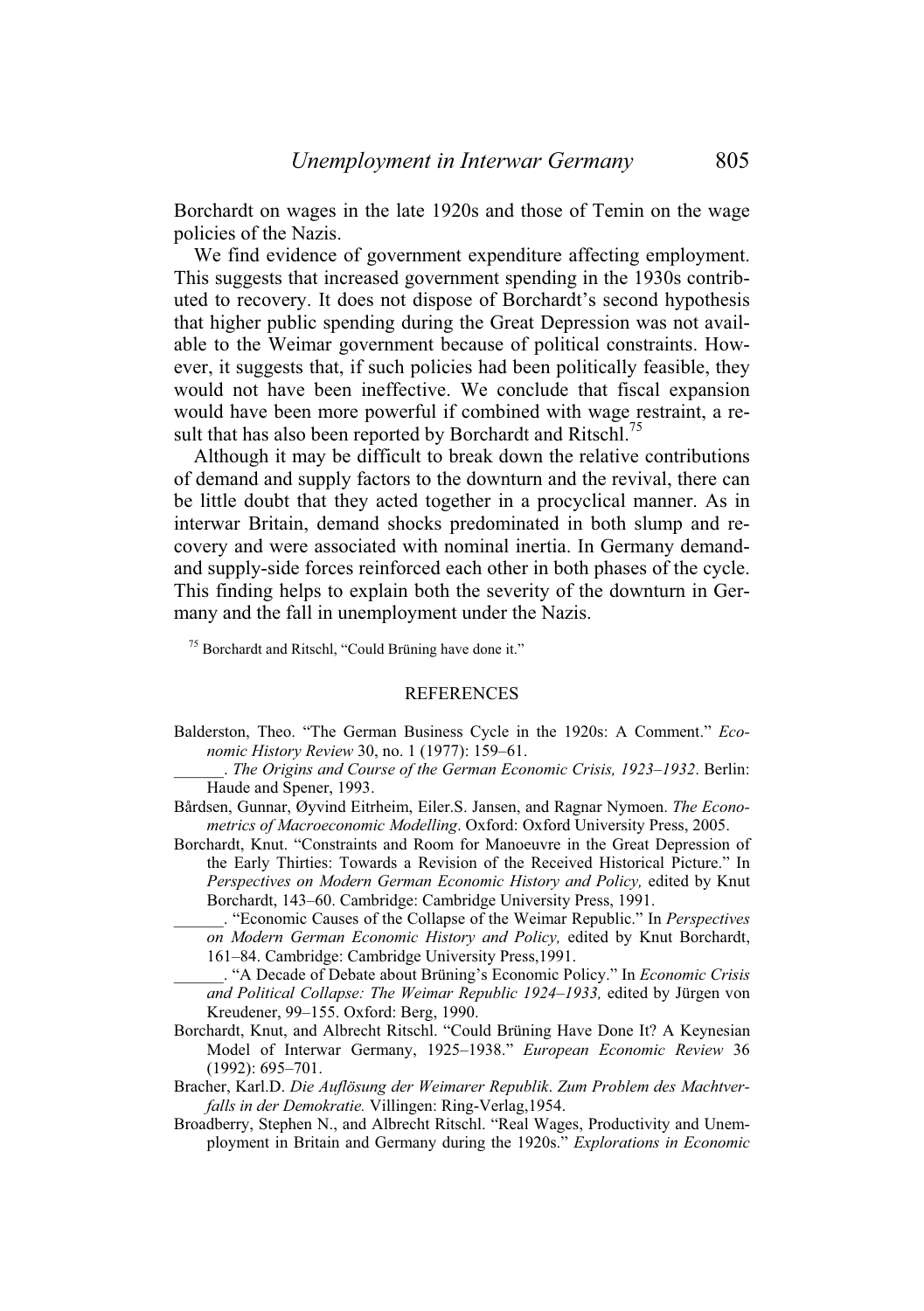Borchardt on wages in the late 1920s and those of Temin on the wage policies of the Nazis.

We find evidence of government expenditure affecting employment. This suggests that increased government spending in the 1930s contributed to recovery. It does not dispose of Borchardt's second hypothesis that higher public spending during the Great Depression was not available to the Weimar government because of political constraints. However, it suggests that, if such policies had been politically feasible, they would not have been ineffective. We conclude that fiscal expansion would have been more powerful if combined with wage restraint, a result that has also been reported by Borchardt and Ritschl.[75]

Although it may be difficult to break down the relative contributions of demand and supply factors to the downturn and the revival, there can be little doubt that they acted together in a procyclical manner. As in interwar Britain, demand shocks predominated in both slump and recovery and were associated with nominal inertia. In Germany demand- and supply-side forces reinforced each other in both phases of the cycle. This finding helps to explain both the severity of the downturn in Germany and the fall in unemployment under the Nazis.

[75] Borchardt and Ritschl, "Could Brüning have done it."

## REFERENCES

Balderston, Theo. "The German Business Cycle in the 1920s: A Comment." *Economic History Review* 30, no. 1 (1977): 159–61.

______. *The Origins and Course of the German Economic Crisis, 1923–1932*. Berlin: Haude and Spener, 1993.

Bårdsen, Gunnar, Øyvind Eitrheim, Eiler.S. Jansen, and Ragnar Nymoen. *The Econometrics of Macroeconomic Modelling*. Oxford: Oxford University Press, 2005.

Borchardt, Knut. "Constraints and Room for Manoeuvre in the Great Depression of the Early Thirties: Towards a Revision of the Received Historical Picture." In *Perspectives on Modern German Economic History and Policy,* edited by Knut Borchardt, 143–60. Cambridge: Cambridge University Press, 1991.

______. "Economic Causes of the Collapse of the Weimar Republic." In *Perspectives on Modern German Economic History and Policy,* edited by Knut Borchardt, 161–84. Cambridge: Cambridge University Press,1991.

______. "A Decade of Debate about Brüning's Economic Policy." In *Economic Crisis and Political Collapse: The Weimar Republic 1924–1933,* edited by Jürgen von Kreudener, 99–155. Oxford: Berg, 1990.

Borchardt, Knut, and Albrecht Ritschl. "Could Brüning Have Done It? A Keynesian Model of Interwar Germany, 1925–1938." *European Economic Review* 36 (1992): 695–701.

Bracher, Karl.D. *Die Auflösung der Weimarer Republik. Zum Problem des Machtverfalls in der Demokratie.* Villingen: Ring-Verlag,1954.

Broadberry, Stephen N., and Albrecht Ritschl. "Real Wages, Productivity and Unemployment in Britain and Germany during the 1920s." *Explorations in Economic*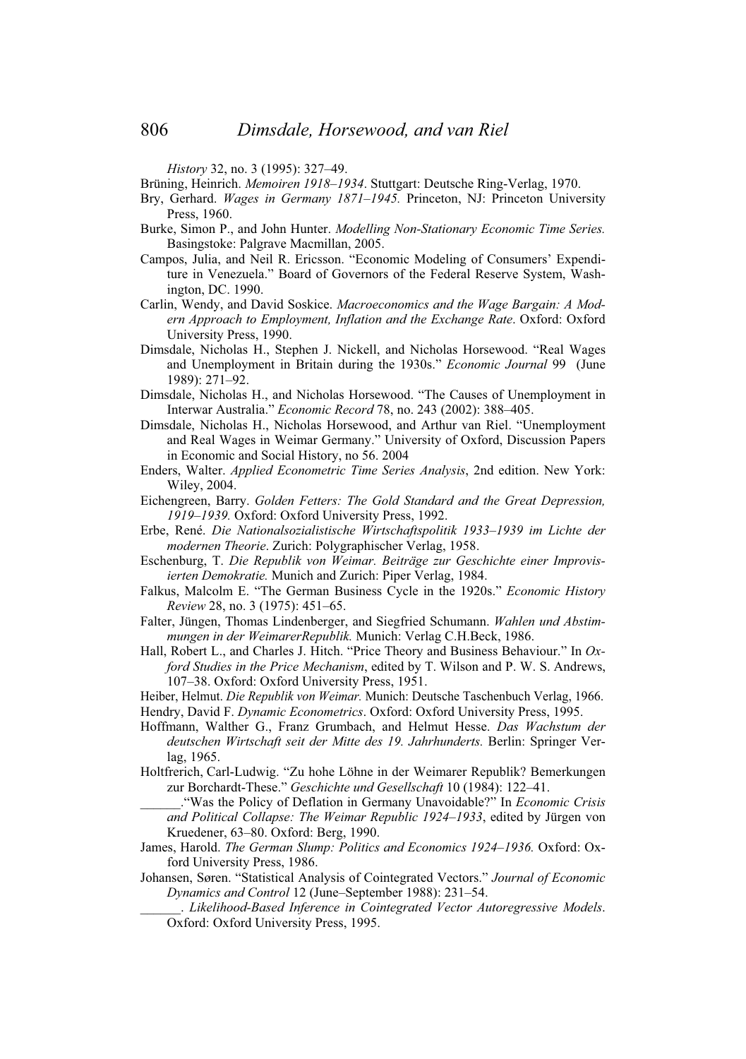*History* 32, no. 3 (1995): 327–49.

Brüning, Heinrich. *Memoiren 1918–1934*. Stuttgart: Deutsche Ring-Verlag, 1970.

Bry, Gerhard. *Wages in Germany 1871–1945.* Princeton, NJ: Princeton University Press, 1960.

Burke, Simon P., and John Hunter. *Modelling Non-Stationary Economic Time Series.* Basingstoke: Palgrave Macmillan, 2005.

Campos, Julia, and Neil R. Ericsson. "Economic Modeling of Consumers' Expenditure in Venezuela." Board of Governors of the Federal Reserve System, Washington, DC. 1990.

Carlin, Wendy, and David Soskice. *Macroeconomics and the Wage Bargain: A Modern Approach to Employment, Inflation and the Exchange Rate*. Oxford: Oxford University Press, 1990.

Dimsdale, Nicholas H., Stephen J. Nickell, and Nicholas Horsewood. "Real Wages and Unemployment in Britain during the 1930s." *Economic Journal* 99 (June 1989): 271–92.

Dimsdale, Nicholas H., and Nicholas Horsewood. "The Causes of Unemployment in Interwar Australia." *Economic Record* 78, no. 243 (2002): 388–405.

Dimsdale, Nicholas H., Nicholas Horsewood, and Arthur van Riel. "Unemployment and Real Wages in Weimar Germany." University of Oxford, Discussion Papers in Economic and Social History, no 56. 2004

Enders, Walter. *Applied Econometric Time Series Analysis*, 2nd edition. New York: Wiley, 2004.

Eichengreen, Barry. *Golden Fetters: The Gold Standard and the Great Depression, 1919–1939.* Oxford: Oxford University Press, 1992.

Erbe, René. *Die Nationalsozialistische Wirtschaftspolitik 1933–1939 im Lichte der modernen Theorie*. Zurich: Polygraphischer Verlag, 1958.

Eschenburg, T. *Die Republik von Weimar. Beiträge zur Geschichte einer Improvisierten Demokratie.* Munich and Zurich: Piper Verlag, 1984.

Falkus, Malcolm E. "The German Business Cycle in the 1920s." *Economic History Review* 28, no. 3 (1975): 451–65.

Falter, Jüngen, Thomas Lindenberger, and Siegfried Schumann. *Wahlen und Abstimmungen in der WeimarerRepublik.* Munich: Verlag C.H.Beck, 1986.

Hall, Robert L., and Charles J. Hitch. "Price Theory and Business Behaviour." In *Oxford Studies in the Price Mechanism*, edited by T. Wilson and P. W. S. Andrews, 107–38. Oxford: Oxford University Press, 1951.

Heiber, Helmut. *Die Republik von Weimar.* Munich: Deutsche Taschenbuch Verlag, 1966.

Hendry, David F. *Dynamic Econometrics*. Oxford: Oxford University Press, 1995.

Hoffmann, Walther G., Franz Grumbach, and Helmut Hesse. *Das Wachstum der deutschen Wirtschaft seit der Mitte des 19. Jahrhunderts.* Berlin: Springer Verlag, 1965.

Holtfrerich, Carl-Ludwig. "Zu hohe Löhne in der Weimarer Republik? Bemerkungen zur Borchardt-These." *Geschichte und Gesellschaft* 10 (1984): 122–41.

______."Was the Policy of Deflation in Germany Unavoidable?" In *Economic Crisis and Political Collapse: The Weimar Republic 1924–1933*, edited by Jürgen von Kruedener, 63–80. Oxford: Berg, 1990.

James, Harold. *The German Slump: Politics and Economics 1924–1936.* Oxford: Oxford University Press, 1986.

Johansen, Søren. "Statistical Analysis of Cointegrated Vectors." *Journal of Economic Dynamics and Control* 12 (June–September 1988): 231–54.

______. *Likelihood-Based Inference in Cointegrated Vector Autoregressive Models*. Oxford: Oxford University Press, 1995.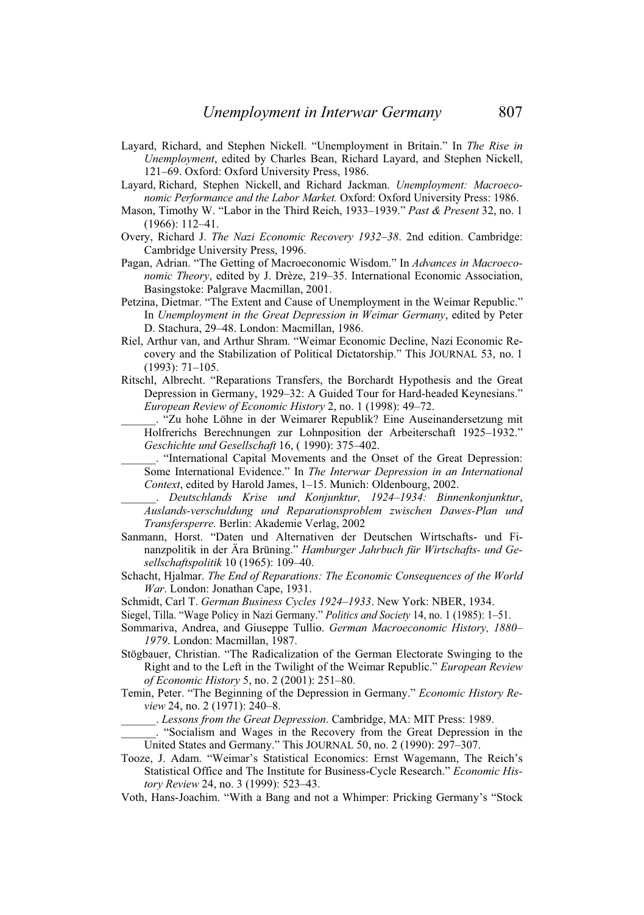Layard, Richard, and Stephen Nickell. "Unemployment in Britain." In *The Rise in Unemployment*, edited by Charles Bean, Richard Layard, and Stephen Nickell, 121–69. Oxford: Oxford University Press, 1986.

Layard, Richard, Stephen Nickell, and Richard Jackman. *Unemployment: Macroeconomic Performance and the Labor Market.* Oxford: Oxford University Press: 1986.

Mason, Timothy W. "Labor in the Third Reich, 1933–1939." *Past & Present* 32, no. 1 (1966): 112–41.

Overy, Richard J. *The Nazi Economic Recovery 1932–38*. 2nd edition. Cambridge: Cambridge University Press, 1996.

Pagan, Adrian. "The Getting of Macroeconomic Wisdom." In *Advances in Macroeconomic Theory*, edited by J. Drèze, 219–35. International Economic Association, Basingstoke: Palgrave Macmillan, 2001.

Petzina, Dietmar. "The Extent and Cause of Unemployment in the Weimar Republic." In *Unemployment in the Great Depression in Weimar Germany*, edited by Peter D. Stachura, 29–48. London: Macmillan, 1986.

Riel, Arthur van, and Arthur Shram. "Weimar Economic Decline, Nazi Economic Recovery and the Stabilization of Political Dictatorship." This JOURNAL 53, no. 1 (1993): 71–105.

Ritschl, Albrecht. "Reparations Transfers, the Borchardt Hypothesis and the Great Depression in Germany, 1929–32: A Guided Tour for Hard-headed Keynesians." *European Review of Economic History* 2, no. 1 (1998): 49–72.

______. "Zu hohe Löhne in der Weimarer Republik? Eine Auseinandersetzung mit Holfrerichs Berechnungen zur Lohnposition der Arbeiterschaft 1925–1932." *Geschichte und Gesellschaft* 16, ( 1990): 375–402.

______. "International Capital Movements and the Onset of the Great Depression: Some International Evidence." In *The Interwar Depression in an International Context*, edited by Harold James, 1–15. Munich: Oldenbourg, 2002.

______. *Deutschlands Krise und Konjunktur, 1924–1934: Binnenkonjunktur, Auslands-verschuldung und Reparationsproblem zwischen Dawes-Plan und Transfersperre.* Berlin: Akademie Verlag, 2002

Sanmann, Horst. "Daten und Alternativen der Deutschen Wirtschafts- und Finanzpolitik in der Ära Brüning." *Hamburger Jahrbuch für Wirtschafts- und Gesellschaftspolitik* 10 (1965): 109–40.

Schacht, Hjalmar. *The End of Reparations: The Economic Consequences of the World War*. London: Jonathan Cape, 1931.

Schmidt, Carl T. *German Business Cycles 1924–1933*. New York: NBER, 1934.

Siegel, Tilla. "Wage Policy in Nazi Germany." *Politics and Society* 14, no. 1 (1985): 1–51.

Sommariva, Andrea, and Giuseppe Tullio. *German Macroeconomic History, 1880–1979*. London: Macmillan, 1987.

Stögbauer, Christian. "The Radicalization of the German Electorate Swinging to the Right and to the Left in the Twilight of the Weimar Republic." *European Review of Economic History* 5, no. 2 (2001): 251–80.

Temin, Peter. "The Beginning of the Depression in Germany." *Economic History Review* 24, no. 2 (1971): 240–8.

______. *Lessons from the Great Depression*. Cambridge, MA: MIT Press: 1989.

______. "Socialism and Wages in the Recovery from the Great Depression in the United States and Germany." This JOURNAL 50, no. 2 (1990): 297–307.

Tooze, J. Adam. "Weimar's Statistical Economics: Ernst Wagemann, The Reich's Statistical Office and The Institute for Business-Cycle Research." *Economic History Review* 24, no. 3 (1999): 523–43.

Voth, Hans-Joachim. "With a Bang and not a Whimper: Pricking Germany's "Stock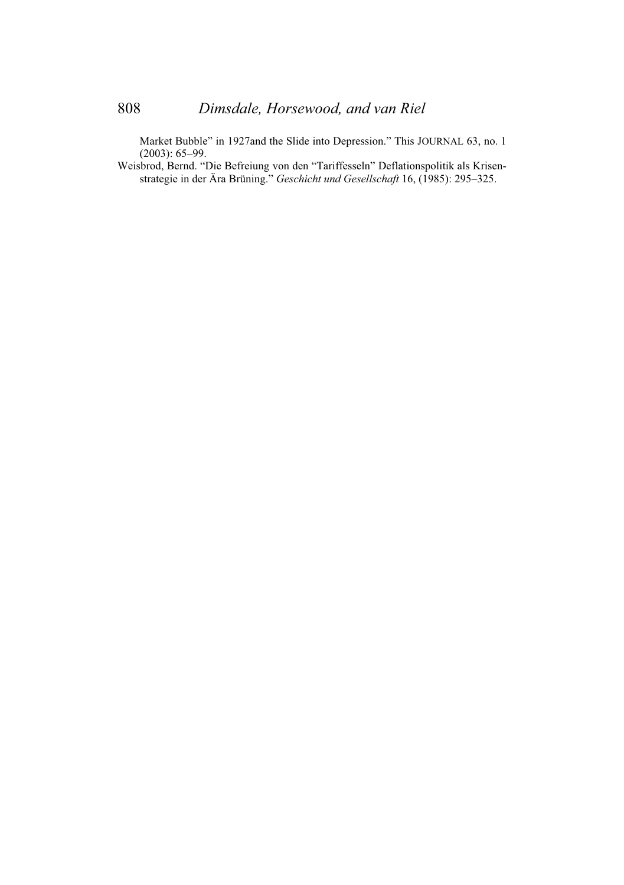Market Bubble" in 1927and the Slide into Depression." This JOURNAL 63, no. 1 (2003): 65–99.

Weisbrod, Bernd. "Die Befreiung von den "Tariffesseln" Deflationspolitik als Krisenstrategie in der Ära Brüning." *Geschicht und Gesellschaft* 16, (1985): 295–325.